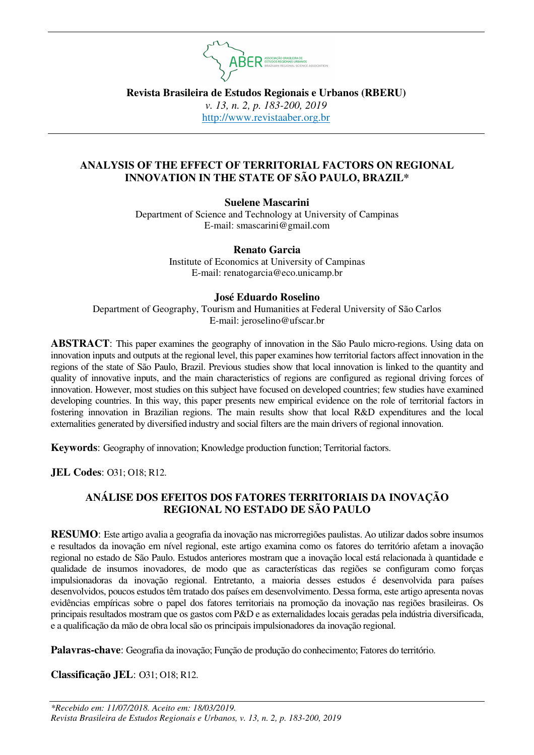**Revista Brasileira de Estudos Regionais e Urbanos (RBERU)**

*v. 13, n. 2, p. 183-200, 2019*

http://www.revistaaber.org.br

# ANALYSIS OF THE EFFECT OF TERRITORIAL FACTORS ON REGIONAL INNOVATION IN THE STATE OF SÃO PAULO, BRAZIL*

**Suelene Mascarini**
Department of Science and Technology at University of Campinas
E-mail: smascarini@gmail.com

**Renato Garcia**
Institute of Economics at University of Campinas
E-mail: renatogarcia@eco.unicamp.br

**José Eduardo Roselino**
Department of Geography, Tourism and Humanities at Federal University of São Carlos
E-mail: jeroselino@ufscar.br

**ABSTRACT**: This paper examines the geography of innovation in the São Paulo micro-regions. Using data on innovation inputs and outputs at the regional level, this paper examines how territorial factors affect innovation in the regions of the state of São Paulo, Brazil. Previous studies show that local innovation is linked to the quantity and quality of innovative inputs, and the main characteristics of regions are configured as regional driving forces of innovation. However, most studies on this subject have focused on developed countries; few studies have examined developing countries. In this way, this paper presents new empirical evidence on the role of territorial factors in fostering innovation in Brazilian regions. The main results show that local R&D expenditures and the local externalities generated by diversified industry and social filters are the main drivers of regional innovation.

**Keywords**: Geography of innovation; Knowledge production function; Territorial factors.

**JEL Codes**: O31; O18; R12.

# ANÁLISE DOS EFEITOS DOS FATORES TERRITORIAIS DA INOVAÇÃO REGIONAL NO ESTADO DE SÃO PAULO

**RESUMO**: Este artigo avalia a geografia da inovação nas microrregiões paulistas. Ao utilizar dados sobre insumos e resultados da inovação em nível regional, este artigo examina como os fatores do território afetam a inovação regional no estado de São Paulo. Estudos anteriores mostram que a inovação local está relacionada à quantidade e qualidade de insumos inovadores, de modo que as características das regiões se configuram como forças impulsionadoras da inovação regional. Entretanto, a maioria desses estudos é desenvolvida para países desenvolvidos, poucos estudos têm tratado dos países em desenvolvimento. Dessa forma, este artigo apresenta novas evidências empíricas sobre o papel dos fatores territoriais na promoção da inovação nas regiões brasileiras. Os principais resultados mostram que os gastos com P&D e as externalidades locais geradas pela indústria diversificada, e a qualificação da mão de obra local são os principais impulsionadores da inovação regional.

**Palavras-chave**: Geografia da inovação; Função de produção do conhecimento; Fatores do território.

**Classificação JEL**: O31; O18; R12.

*\*Recebido em: 11/07/2018. Aceito em: 18/03/2019.*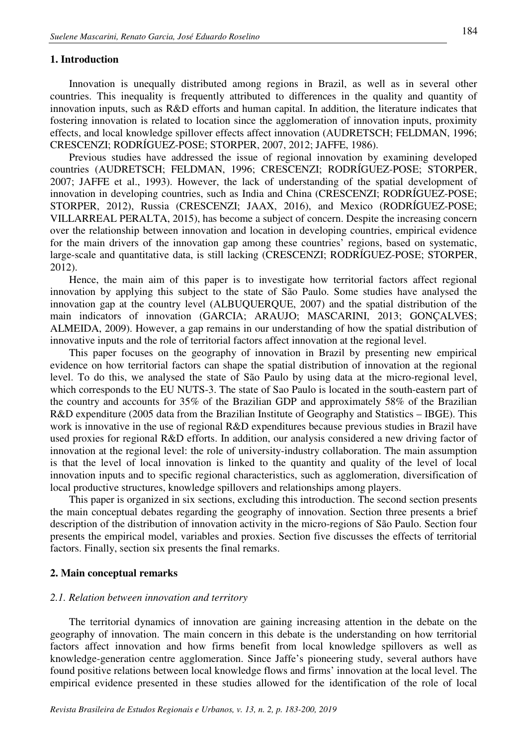## 1. Introduction

Innovation is unequally distributed among regions in Brazil, as well as in several other countries. This inequality is frequently attributed to differences in the quality and quantity of innovation inputs, such as R&D efforts and human capital. In addition, the literature indicates that fostering innovation is related to location since the agglomeration of innovation inputs, proximity effects, and local knowledge spillover effects affect innovation (AUDRETSCH; FELDMAN, 1996; CRESCENZI; RODRÍGUEZ-POSE; STORPER, 2007, 2012; JAFFE, 1986).

Previous studies have addressed the issue of regional innovation by examining developed countries (AUDRETSCH; FELDMAN, 1996; CRESCENZI; RODRÍGUEZ-POSE; STORPER, 2007; JAFFE et al., 1993). However, the lack of understanding of the spatial development of innovation in developing countries, such as India and China (CRESCENZI; RODRÍGUEZ-POSE; STORPER, 2012), Russia (CRESCENZI; JAAX, 2016), and Mexico (RODRÍGUEZ-POSE; VILLARREAL PERALTA, 2015), has become a subject of concern. Despite the increasing concern over the relationship between innovation and location in developing countries, empirical evidence for the main drivers of the innovation gap among these countries' regions, based on systematic, large-scale and quantitative data, is still lacking (CRESCENZI; RODRÍGUEZ-POSE; STORPER, 2012).

Hence, the main aim of this paper is to investigate how territorial factors affect regional innovation by applying this subject to the state of São Paulo. Some studies have analysed the innovation gap at the country level (ALBUQUERQUE, 2007) and the spatial distribution of the main indicators of innovation (GARCIA; ARAUJO; MASCARINI, 2013; GONÇALVES; ALMEIDA, 2009). However, a gap remains in our understanding of how the spatial distribution of innovative inputs and the role of territorial factors affect innovation at the regional level.

This paper focuses on the geography of innovation in Brazil by presenting new empirical evidence on how territorial factors can shape the spatial distribution of innovation at the regional level. To do this, we analysed the state of São Paulo by using data at the micro-regional level, which corresponds to the EU NUTS-3. The state of Sao Paulo is located in the south-eastern part of the country and accounts for 35% of the Brazilian GDP and approximately 58% of the Brazilian R&D expenditure (2005 data from the Brazilian Institute of Geography and Statistics – IBGE). This work is innovative in the use of regional R&D expenditures because previous studies in Brazil have used proxies for regional R&D efforts. In addition, our analysis considered a new driving factor of innovation at the regional level: the role of university-industry collaboration. The main assumption is that the level of local innovation is linked to the quantity and quality of the level of local innovation inputs and to specific regional characteristics, such as agglomeration, diversification of local productive structures, knowledge spillovers and relationships among players.

This paper is organized in six sections, excluding this introduction. The second section presents the main conceptual debates regarding the geography of innovation. Section three presents a brief description of the distribution of innovation activity in the micro-regions of São Paulo. Section four presents the empirical model, variables and proxies. Section five discusses the effects of territorial factors. Finally, section six presents the final remarks.

## 2. Main conceptual remarks

### *2.1. Relation between innovation and territory*

The territorial dynamics of innovation are gaining increasing attention in the debate on the geography of innovation. The main concern in this debate is the understanding on how territorial factors affect innovation and how firms benefit from local knowledge spillovers as well as knowledge-generation centre agglomeration. Since Jaffe's pioneering study, several authors have found positive relations between local knowledge flows and firms' innovation at the local level. The empirical evidence presented in these studies allowed for the identification of the role of local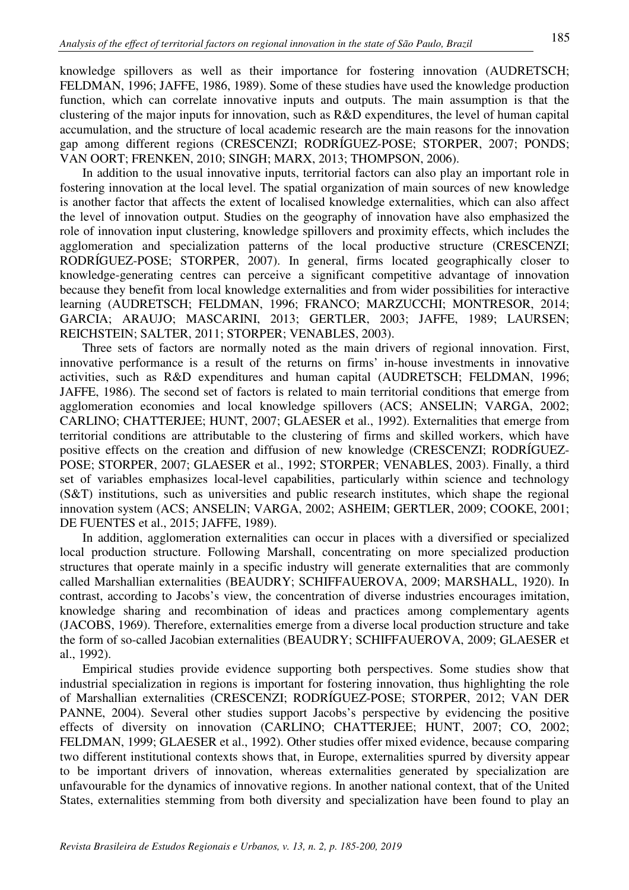knowledge spillovers as well as their importance for fostering innovation (AUDRETSCH; FELDMAN, 1996; JAFFE, 1986, 1989). Some of these studies have used the knowledge production function, which can correlate innovative inputs and outputs. The main assumption is that the clustering of the major inputs for innovation, such as R&D expenditures, the level of human capital accumulation, and the structure of local academic research are the main reasons for the innovation gap among different regions (CRESCENZI; RODRÍGUEZ-POSE; STORPER, 2007; PONDS; VAN OORT; FRENKEN, 2010; SINGH; MARX, 2013; THOMPSON, 2006).

In addition to the usual innovative inputs, territorial factors can also play an important role in fostering innovation at the local level. The spatial organization of main sources of new knowledge is another factor that affects the extent of localised knowledge externalities, which can also affect the level of innovation output. Studies on the geography of innovation have also emphasized the role of innovation input clustering, knowledge spillovers and proximity effects, which includes the agglomeration and specialization patterns of the local productive structure (CRESCENZI; RODRÍGUEZ-POSE; STORPER, 2007). In general, firms located geographically closer to knowledge-generating centres can perceive a significant competitive advantage of innovation because they benefit from local knowledge externalities and from wider possibilities for interactive learning (AUDRETSCH; FELDMAN, 1996; FRANCO; MARZUCCHI; MONTRESOR, 2014; GARCIA; ARAUJO; MASCARINI, 2013; GERTLER, 2003; JAFFE, 1989; LAURSEN; REICHSTEIN; SALTER, 2011; STORPER; VENABLES, 2003).

Three sets of factors are normally noted as the main drivers of regional innovation. First, innovative performance is a result of the returns on firms' in-house investments in innovative activities, such as R&D expenditures and human capital (AUDRETSCH; FELDMAN, 1996; JAFFE, 1986). The second set of factors is related to main territorial conditions that emerge from agglomeration economies and local knowledge spillovers (ACS; ANSELIN; VARGA, 2002; CARLINO; CHATTERJEE; HUNT, 2007; GLAESER et al., 1992). Externalities that emerge from territorial conditions are attributable to the clustering of firms and skilled workers, which have positive effects on the creation and diffusion of new knowledge (CRESCENZI; RODRÍGUEZ-POSE; STORPER, 2007; GLAESER et al., 1992; STORPER; VENABLES, 2003). Finally, a third set of variables emphasizes local-level capabilities, particularly within science and technology (S&T) institutions, such as universities and public research institutes, which shape the regional innovation system (ACS; ANSELIN; VARGA, 2002; ASHEIM; GERTLER, 2009; COOKE, 2001; DE FUENTES et al., 2015; JAFFE, 1989).

In addition, agglomeration externalities can occur in places with a diversified or specialized local production structure. Following Marshall, concentrating on more specialized production structures that operate mainly in a specific industry will generate externalities that are commonly called Marshallian externalities (BEAUDRY; SCHIFFAUEROVA, 2009; MARSHALL, 1920). In contrast, according to Jacobs's view, the concentration of diverse industries encourages imitation, knowledge sharing and recombination of ideas and practices among complementary agents (JACOBS, 1969). Therefore, externalities emerge from a diverse local production structure and take the form of so-called Jacobian externalities (BEAUDRY; SCHIFFAUEROVA, 2009; GLAESER et al., 1992).

Empirical studies provide evidence supporting both perspectives. Some studies show that industrial specialization in regions is important for fostering innovation, thus highlighting the role of Marshallian externalities (CRESCENZI; RODRÍGUEZ-POSE; STORPER, 2012; VAN DER PANNE, 2004). Several other studies support Jacobs's perspective by evidencing the positive effects of diversity on innovation (CARLINO; CHATTERJEE; HUNT, 2007; CO, 2002; FELDMAN, 1999; GLAESER et al., 1992). Other studies offer mixed evidence, because comparing two different institutional contexts shows that, in Europe, externalities spurred by diversity appear to be important drivers of innovation, whereas externalities generated by specialization are unfavourable for the dynamics of innovative regions. In another national context, that of the United States, externalities stemming from both diversity and specialization have been found to play an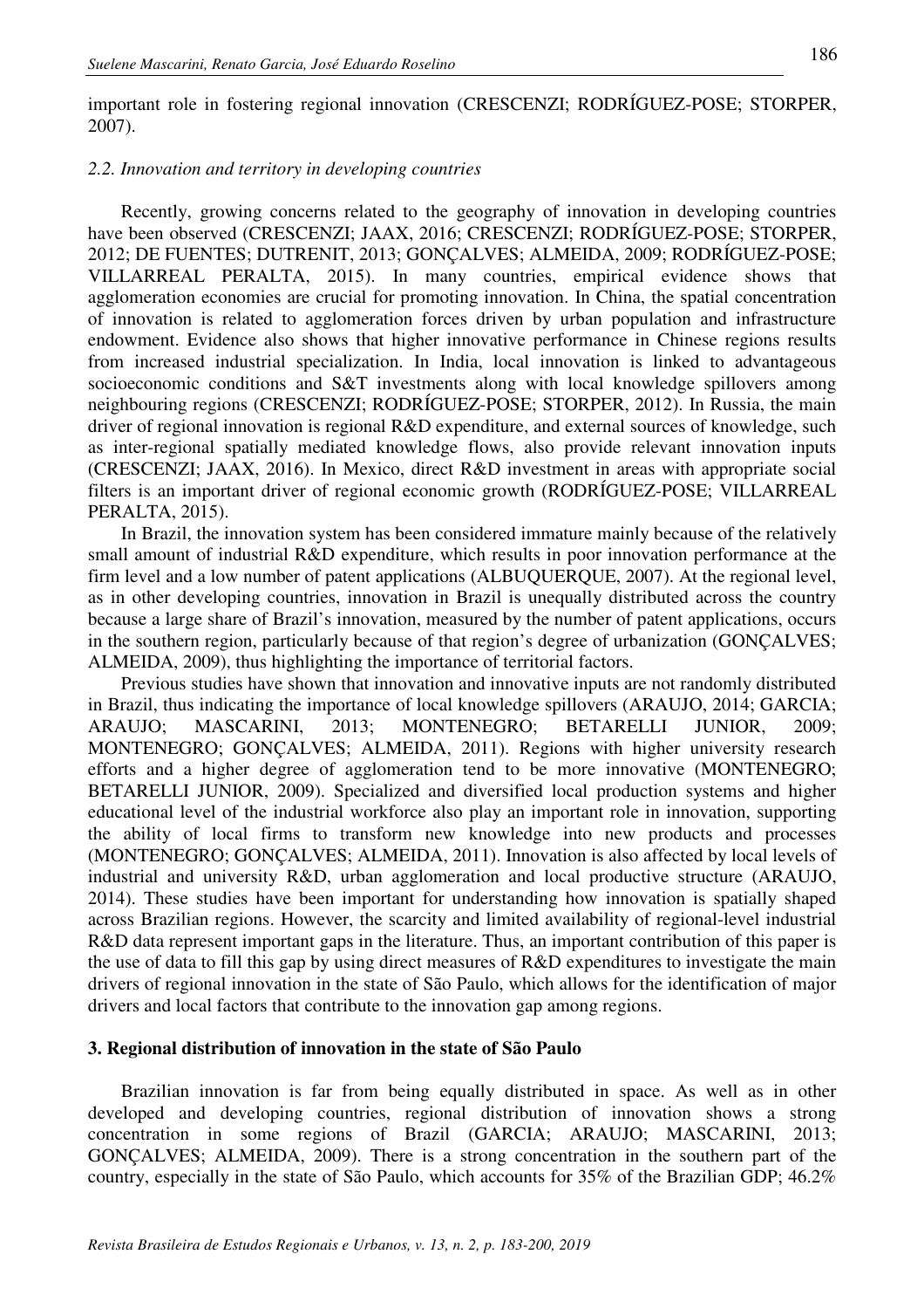important role in fostering regional innovation (CRESCENZI; RODRÍGUEZ-POSE; STORPER, 2007).

### *2.2. Innovation and territory in developing countries*

Recently, growing concerns related to the geography of innovation in developing countries have been observed (CRESCENZI; JAAX, 2016; CRESCENZI; RODRÍGUEZ-POSE; STORPER, 2012; DE FUENTES; DUTRENIT, 2013; GONÇALVES; ALMEIDA, 2009; RODRÍGUEZ-POSE; VILLARREAL PERALTA, 2015). In many countries, empirical evidence shows that agglomeration economies are crucial for promoting innovation. In China, the spatial concentration of innovation is related to agglomeration forces driven by urban population and infrastructure endowment. Evidence also shows that higher innovative performance in Chinese regions results from increased industrial specialization. In India, local innovation is linked to advantageous socioeconomic conditions and S&T investments along with local knowledge spillovers among neighbouring regions (CRESCENZI; RODRÍGUEZ-POSE; STORPER, 2012). In Russia, the main driver of regional innovation is regional R&D expenditure, and external sources of knowledge, such as inter-regional spatially mediated knowledge flows, also provide relevant innovation inputs (CRESCENZI; JAAX, 2016). In Mexico, direct R&D investment in areas with appropriate social filters is an important driver of regional economic growth (RODRÍGUEZ-POSE; VILLARREAL PERALTA, 2015).

In Brazil, the innovation system has been considered immature mainly because of the relatively small amount of industrial R&D expenditure, which results in poor innovation performance at the firm level and a low number of patent applications (ALBUQUERQUE, 2007). At the regional level, as in other developing countries, innovation in Brazil is unequally distributed across the country because a large share of Brazil's innovation, measured by the number of patent applications, occurs in the southern region, particularly because of that region's degree of urbanization (GONÇALVES; ALMEIDA, 2009), thus highlighting the importance of territorial factors.

Previous studies have shown that innovation and innovative inputs are not randomly distributed in Brazil, thus indicating the importance of local knowledge spillovers (ARAUJO, 2014; GARCIA; ARAUJO; MASCARINI, 2013; MONTENEGRO; BETARELLI JUNIOR, 2009; MONTENEGRO; GONÇALVES; ALMEIDA, 2011). Regions with higher university research efforts and a higher degree of agglomeration tend to be more innovative (MONTENEGRO; BETARELLI JUNIOR, 2009). Specialized and diversified local production systems and higher educational level of the industrial workforce also play an important role in innovation, supporting the ability of local firms to transform new knowledge into new products and processes (MONTENEGRO; GONÇALVES; ALMEIDA, 2011). Innovation is also affected by local levels of industrial and university R&D, urban agglomeration and local productive structure (ARAUJO, 2014). These studies have been important for understanding how innovation is spatially shaped across Brazilian regions. However, the scarcity and limited availability of regional-level industrial R&D data represent important gaps in the literature. Thus, an important contribution of this paper is the use of data to fill this gap by using direct measures of R&D expenditures to investigate the main drivers of regional innovation in the state of São Paulo, which allows for the identification of major drivers and local factors that contribute to the innovation gap among regions.

## 3. Regional distribution of innovation in the state of São Paulo

Brazilian innovation is far from being equally distributed in space. As well as in other developed and developing countries, regional distribution of innovation shows a strong concentration in some regions of Brazil (GARCIA; ARAUJO; MASCARINI, 2013; GONÇALVES; ALMEIDA, 2009). There is a strong concentration in the southern part of the country, especially in the state of São Paulo, which accounts for 35% of the Brazilian GDP; 46.2%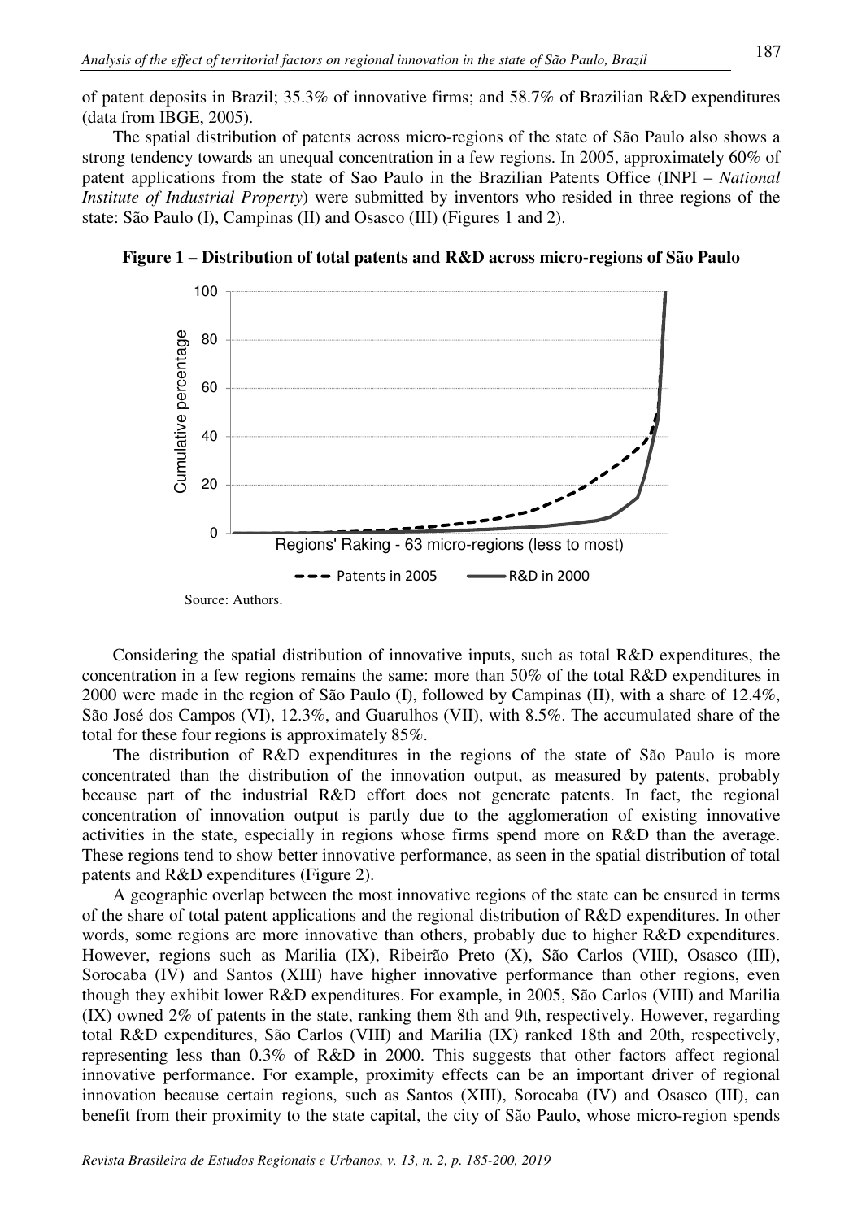of patent deposits in Brazil; 35.3% of innovative firms; and 58.7% of Brazilian R&D expenditures (data from IBGE, 2005).

The spatial distribution of patents across micro-regions of the state of São Paulo also shows a strong tendency towards an unequal concentration in a few regions. In 2005, approximately 60% of patent applications from the state of Sao Paulo in the Brazilian Patents Office (INPI – *National Institute of Industrial Property*) were submitted by inventors who resided in three regions of the state: São Paulo (I), Campinas (II) and Osasco (III) (Figures 1 and 2).

**Figure 1 – Distribution of total patents and R&D across micro-regions of São Paulo**

Source: Authors.

Considering the spatial distribution of innovative inputs, such as total R&D expenditures, the concentration in a few regions remains the same: more than 50% of the total R&D expenditures in 2000 were made in the region of São Paulo (I), followed by Campinas (II), with a share of 12.4%, São José dos Campos (VI), 12.3%, and Guarulhos (VII), with 8.5%. The accumulated share of the total for these four regions is approximately 85%.

The distribution of R&D expenditures in the regions of the state of São Paulo is more concentrated than the distribution of the innovation output, as measured by patents, probably because part of the industrial R&D effort does not generate patents. In fact, the regional concentration of innovation output is partly due to the agglomeration of existing innovative activities in the state, especially in regions whose firms spend more on R&D than the average. These regions tend to show better innovative performance, as seen in the spatial distribution of total patents and R&D expenditures (Figure 2).

A geographic overlap between the most innovative regions of the state can be ensured in terms of the share of total patent applications and the regional distribution of R&D expenditures. In other words, some regions are more innovative than others, probably due to higher R&D expenditures. However, regions such as Marilia (IX), Ribeirão Preto (X), São Carlos (VIII), Osasco (III), Sorocaba (IV) and Santos (XIII) have higher innovative performance than other regions, even though they exhibit lower R&D expenditures. For example, in 2005, São Carlos (VIII) and Marilia (IX) owned 2% of patents in the state, ranking them 8th and 9th, respectively. However, regarding total R&D expenditures, São Carlos (VIII) and Marilia (IX) ranked 18th and 20th, respectively, representing less than 0.3% of R&D in 2000. This suggests that other factors affect regional innovative performance. For example, proximity effects can be an important driver of regional innovation because certain regions, such as Santos (XIII), Sorocaba (IV) and Osasco (III), can benefit from their proximity to the state capital, the city of São Paulo, whose micro-region spends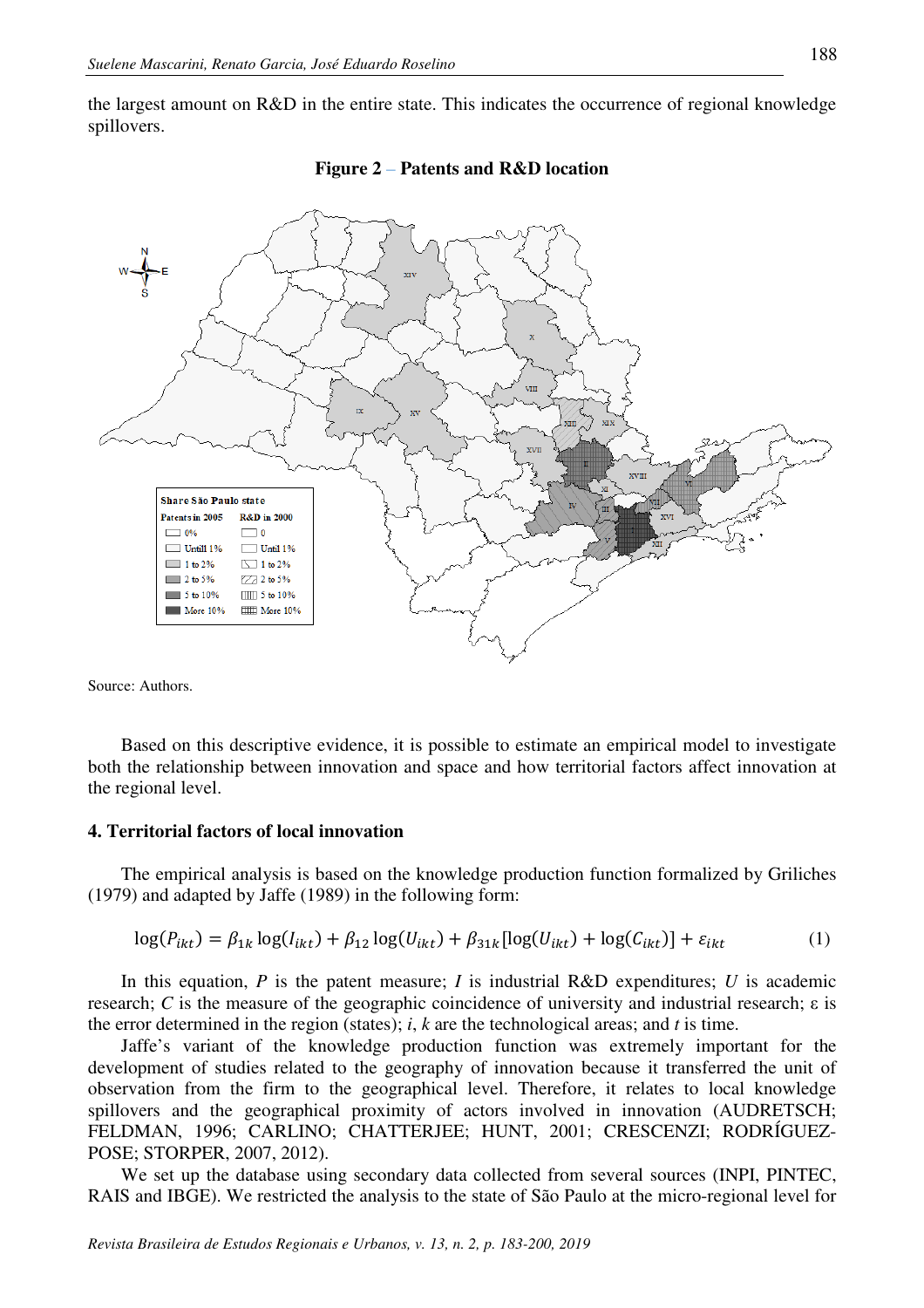the largest amount on R&D in the entire state. This indicates the occurrence of regional knowledge spillovers.

**Figure 2 – Patents and R&D location**

Source: Authors.

Based on this descriptive evidence, it is possible to estimate an empirical model to investigate both the relationship between innovation and space and how territorial factors affect innovation at the regional level.

## 4. Territorial factors of local innovation

The empirical analysis is based on the knowledge production function formalized by Griliches (1979) and adapted by Jaffe (1989) in the following form:

$$\log(P_{ikt}) = \beta_{1k}\log(I_{ikt}) + \beta_{12}\log(U_{ikt}) + \beta_{31k}[\log(U_{ikt}) + \log(C_{ikt})] + \varepsilon_{ikt} \quad (1)$$

In this equation, *P* is the patent measure; *I* is industrial R&D expenditures; *U* is academic research; *C* is the measure of the geographic coincidence of university and industrial research; ε is the error determined in the region (states); *i*, *k* are the technological areas; and *t* is time.

Jaffe's variant of the knowledge production function was extremely important for the development of studies related to the geography of innovation because it transferred the unit of observation from the firm to the geographical level. Therefore, it relates to local knowledge spillovers and the geographical proximity of actors involved in innovation (AUDRETSCH; FELDMAN, 1996; CARLINO; CHATTERJEE; HUNT, 2001; CRESCENZI; RODRÍGUEZ-POSE; STORPER, 2007, 2012).

We set up the database using secondary data collected from several sources (INPI, PINTEC, RAIS and IBGE). We restricted the analysis to the state of São Paulo at the micro-regional level for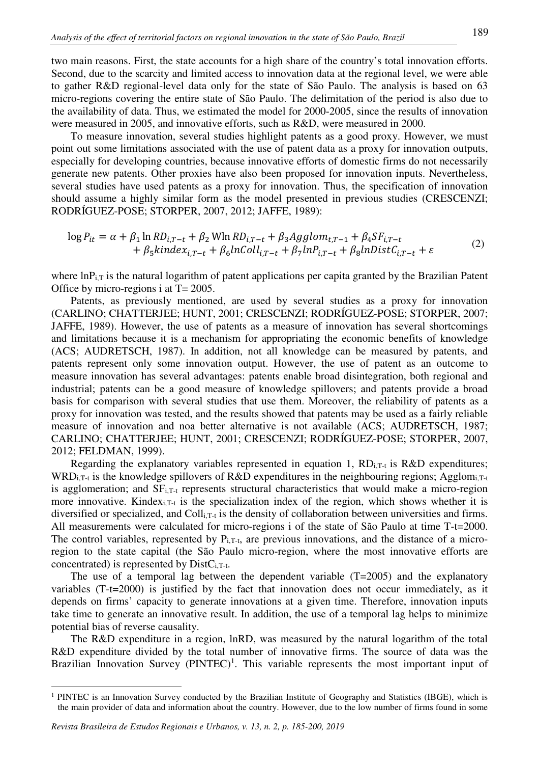two main reasons. First, the state accounts for a high share of the country's total innovation efforts. Second, due to the scarcity and limited access to innovation data at the regional level, we were able to gather R&D regional-level data only for the state of São Paulo. The analysis is based on 63 micro-regions covering the entire state of São Paulo. The delimitation of the period is also due to the availability of data. Thus, we estimated the model for 2000-2005, since the results of innovation were measured in 2005, and innovative efforts, such as R&D, were measured in 2000.

To measure innovation, several studies highlight patents as a good proxy. However, we must point out some limitations associated with the use of patent data as a proxy for innovation outputs, especially for developing countries, because innovative efforts of domestic firms do not necessarily generate new patents. Other proxies have also been proposed for innovation inputs. Nevertheless, several studies have used patents as a proxy for innovation. Thus, the specification of innovation should assume a highly similar form as the model presented in previous studies (CRESCENZI; RODRÍGUEZ-POSE; STORPER, 2007, 2012; JAFFE, 1989):

$$\log P_{it} = \alpha + \beta_1 \ln RD_{i,T-t} + \beta_2 \,\mathrm{W}\ln RD_{i,T-t} + \beta_3 Agglom_{t,T-1} + \beta_4 SF_{i,T-t} + \beta_5 kindex_{i,T-t} + \beta_6 lnColl_{i,T-t} + \beta_7 lnP_{i,T-t} + \beta_8 lnDistC_{i,T-t} + \varepsilon \tag{2}$$

where $lnP_{i,T}$ is the natural logarithm of patent applications per capita granted by the Brazilian Patent Office by micro-regions i at T= 2005.

Patents, as previously mentioned, are used by several studies as a proxy for innovation (CARLINO; CHATTERJEE; HUNT, 2001; CRESCENZI; RODRÍGUEZ-POSE; STORPER, 2007; JAFFE, 1989). However, the use of patents as a measure of innovation has several shortcomings and limitations because it is a mechanism for appropriating the economic benefits of knowledge (ACS; AUDRETSCH, 1987). In addition, not all knowledge can be measured by patents, and patents represent only some innovation output. However, the use of patent as an outcome to measure innovation has several advantages: patents enable broad disintegration, both regional and industrial; patents can be a good measure of knowledge spillovers; and patents provide a broad basis for comparison with several studies that use them. Moreover, the reliability of patents as a proxy for innovation was tested, and the results showed that patents may be used as a fairly reliable measure of innovation and noa better alternative is not available (ACS; AUDRETSCH, 1987; CARLINO; CHATTERJEE; HUNT, 2001; CRESCENZI; RODRÍGUEZ-POSE; STORPER, 2007, 2012; FELDMAN, 1999).

Regarding the explanatory variables represented in equation 1, $RD_{i,T-t}$ is R&D expenditures; $WRD_{i,T-t}$ is the knowledge spillovers of R&D expenditures in the neighbouring regions; $Agglom_{i,T-t}$ is agglomeration; and $SF_{i,T-t}$ represents structural characteristics that would make a micro-region more innovative. $Kindex_{i,T-t}$ is the specialization index of the region, which shows whether it is diversified or specialized, and $Coll_{i,T-t}$ is the density of collaboration between universities and firms. All measurements were calculated for micro-regions i of the state of São Paulo at time T-t=2000. The control variables, represented by $P_{i,T-t}$, are previous innovations, and the distance of a micro-region to the state capital (the São Paulo micro-region, where the most innovative efforts are concentrated) is represented by $DistC_{i,T-t}$.

The use of a temporal lag between the dependent variable (T=2005) and the explanatory variables (T-t=2000) is justified by the fact that innovation does not occur immediately, as it depends on firms' capacity to generate innovations at a given time. Therefore, innovation inputs take time to generate an innovative result. In addition, the use of a temporal lag helps to minimize potential bias of reverse causality.

The R&D expenditure in a region, lnRD, was measured by the natural logarithm of the total R&D expenditure divided by the total number of innovative firms. The source of data was the Brazilian Innovation Survey (PINTEC)[1]. This variable represents the most important input of

---

[1] PINTEC is an Innovation Survey conducted by the Brazilian Institute of Geography and Statistics (IBGE), which is the main provider of data and information about the country. However, due to the low number of firms found in some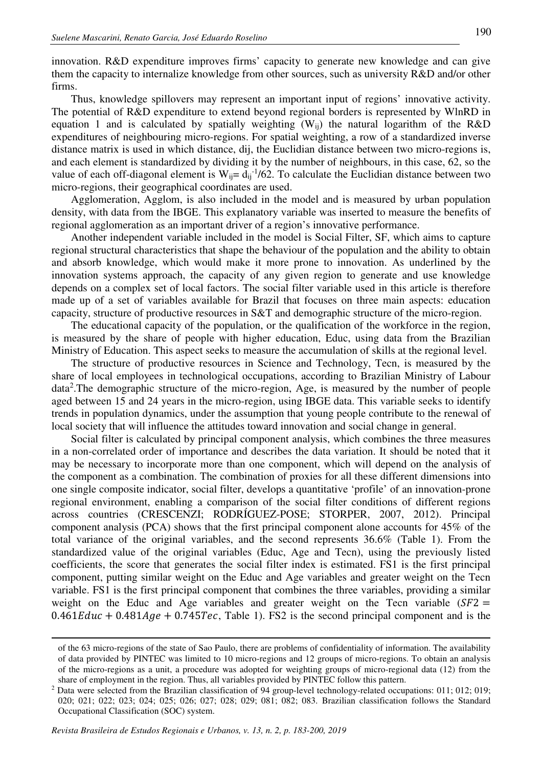innovation. R&D expenditure improves firms' capacity to generate new knowledge and can give them the capacity to internalize knowledge from other sources, such as university R&D and/or other firms.

Thus, knowledge spillovers may represent an important input of regions' innovative activity. The potential of R&D expenditure to extend beyond regional borders is represented by WlnRD in equation 1 and is calculated by spatially weighting ($W_{ij}$) the natural logarithm of the R&D expenditures of neighbouring micro-regions. For spatial weighting, a row of a standardized inverse distance matrix is used in which distance, dij, the Euclidian distance between two micro-regions is, and each element is standardized by dividing it by the number of neighbours, in this case, 62, so the value of each off-diagonal element is $W_{ij}= d_{ij}^{-1}/62$. To calculate the Euclidian distance between two micro-regions, their geographical coordinates are used.

Agglomeration, Agglom, is also included in the model and is measured by urban population density, with data from the IBGE. This explanatory variable was inserted to measure the benefits of regional agglomeration as an important driver of a region's innovative performance.

Another independent variable included in the model is Social Filter, SF, which aims to capture regional structural characteristics that shape the behaviour of the population and the ability to obtain and absorb knowledge, which would make it more prone to innovation. As underlined by the innovation systems approach, the capacity of any given region to generate and use knowledge depends on a complex set of local factors. The social filter variable used in this article is therefore made up of a set of variables available for Brazil that focuses on three main aspects: education capacity, structure of productive resources in S&T and demographic structure of the micro-region.

The educational capacity of the population, or the qualification of the workforce in the region, is measured by the share of people with higher education, Educ, using data from the Brazilian Ministry of Education. This aspect seeks to measure the accumulation of skills at the regional level.

The structure of productive resources in Science and Technology, Tecn, is measured by the share of local employees in technological occupations, according to Brazilian Ministry of Labour data[2].The demographic structure of the micro-region, Age, is measured by the number of people aged between 15 and 24 years in the micro-region, using IBGE data. This variable seeks to identify trends in population dynamics, under the assumption that young people contribute to the renewal of local society that will influence the attitudes toward innovation and social change in general.

Social filter is calculated by principal component analysis, which combines the three measures in a non-correlated order of importance and describes the data variation. It should be noted that it may be necessary to incorporate more than one component, which will depend on the analysis of the component as a combination. The combination of proxies for all these different dimensions into one single composite indicator, social filter, develops a quantitative 'profile' of an innovation-prone regional environment, enabling a comparison of the social filter conditions of different regions across countries (CRESCENZI; RODRÍGUEZ-POSE; STORPER, 2007, 2012). Principal component analysis (PCA) shows that the first principal component alone accounts for 45% of the total variance of the original variables, and the second represents 36.6% (Table 1). From the standardized value of the original variables (Educ, Age and Tecn), using the previously listed coefficients, the score that generates the social filter index is estimated. FS1 is the first principal component, putting similar weight on the Educ and Age variables and greater weight on the Tecn variable. FS1 is the first principal component that combines the three variables, providing a similar weight on the Educ and Age variables and greater weight on the Tecn variable ($SF2 = 0.461Educ + 0.481Age + 0.745Tec$, Table 1). FS2 is the second principal component and is the

of the 63 micro-regions of the state of Sao Paulo, there are problems of confidentiality of information. The availability of data provided by PINTEC was limited to 10 micro-regions and 12 groups of micro-regions. To obtain an analysis of the micro-regions as a unit, a procedure was adopted for weighting groups of micro-regional data (12) from the share of employment in the region. Thus, all variables provided by PINTEC follow this pattern.

[2] Data were selected from the Brazilian classification of 94 group-level technology-related occupations: 011; 012; 019; 020; 021; 022; 023; 024; 025; 026; 027; 028; 029; 081; 082; 083. Brazilian classification follows the Standard Occupational Classification (SOC) system.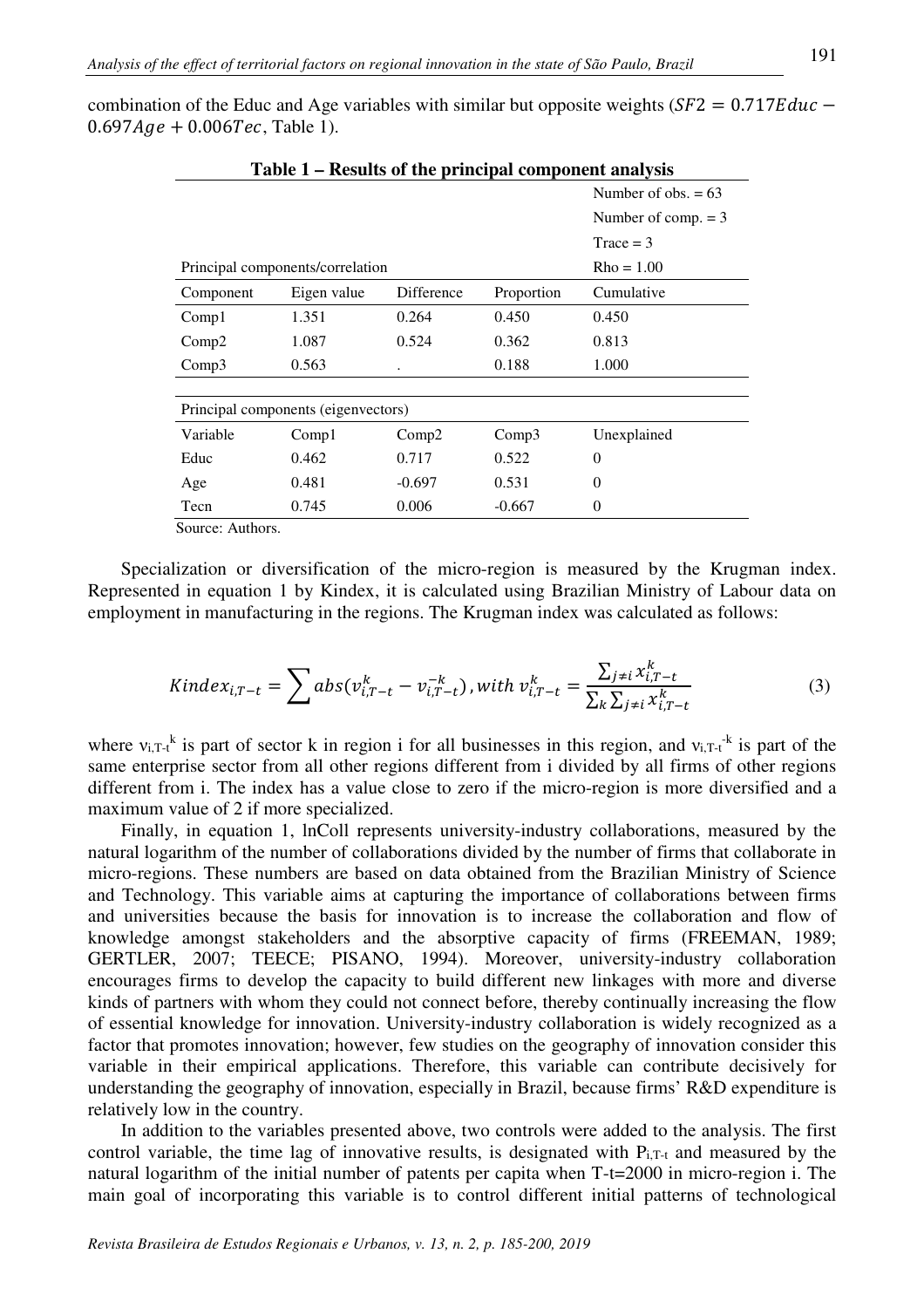combination of the Educ and Age variables with similar but opposite weights ($SF2 = 0.717Educ - 0.697Age + 0.006Tec$, Table 1).

**Table 1 – Results of the principal component analysis**

| | | | | Number of obs. = 63 |
|---|---|---|---|---|
| | | | | Number of comp. = 3 |
| | | | | Trace = 3 |
| Principal components/correlation | | | | Rho = 1.00 |
| Component | Eigen value | Difference | Proportion | Cumulative |
| Comp1 | 1.351 | 0.264 | 0.450 | 0.450 |
| Comp2 | 1.087 | 0.524 | 0.362 | 0.813 |
| Comp3 | 0.563 | . | 0.188 | 1.000 |
| Principal components (eigenvectors) | | | | |
| Variable | Comp1 | Comp2 | Comp3 | Unexplained |
| Educ | 0.462 | 0.717 | 0.522 | 0 |
| Age | 0.481 | -0.697 | 0.531 | 0 |
| Tecn | 0.745 | 0.006 | -0.667 | 0 |

Source: Authors.

Specialization or diversification of the micro-region is measured by the Krugman index. Represented in equation 1 by Kindex, it is calculated using Brazilian Ministry of Labour data on employment in manufacturing in the regions. The Krugman index was calculated as follows:

$$Kindex_{i,T-t} = \sum abs(v_{i,T-t}^{k} - v_{i,T-t}^{-k}), with\ v_{i,T-t}^{k} = \frac{\sum_{j\neq i} x_{i,T-t}^{k}}{\sum_{k}\sum_{j\neq i} x_{i,T-t}^{k}} \tag{3}$$

where $v_{i,T-t}^{k}$ is part of sector k in region i for all businesses in this region, and $v_{i,T-t}^{-k}$ is part of the same enterprise sector from all other regions different from i divided by all firms of other regions different from i. The index has a value close to zero if the micro-region is more diversified and a maximum value of 2 if more specialized.

Finally, in equation 1, lnColl represents university-industry collaborations, measured by the natural logarithm of the number of collaborations divided by the number of firms that collaborate in micro-regions. These numbers are based on data obtained from the Brazilian Ministry of Science and Technology. This variable aims at capturing the importance of collaborations between firms and universities because the basis for innovation is to increase the collaboration and flow of knowledge amongst stakeholders and the absorptive capacity of firms (FREEMAN, 1989; GERTLER, 2007; TEECE; PISANO, 1994). Moreover, university-industry collaboration encourages firms to develop the capacity to build different new linkages with more and diverse kinds of partners with whom they could not connect before, thereby continually increasing the flow of essential knowledge for innovation. University-industry collaboration is widely recognized as a factor that promotes innovation; however, few studies on the geography of innovation consider this variable in their empirical applications. Therefore, this variable can contribute decisively for understanding the geography of innovation, especially in Brazil, because firms' R&D expenditure is relatively low in the country.

In addition to the variables presented above, two controls were added to the analysis. The first control variable, the time lag of innovative results, is designated with $P_{i,T-t}$ and measured by the natural logarithm of the initial number of patents per capita when T-t=2000 in micro-region i. The main goal of incorporating this variable is to control different initial patterns of technological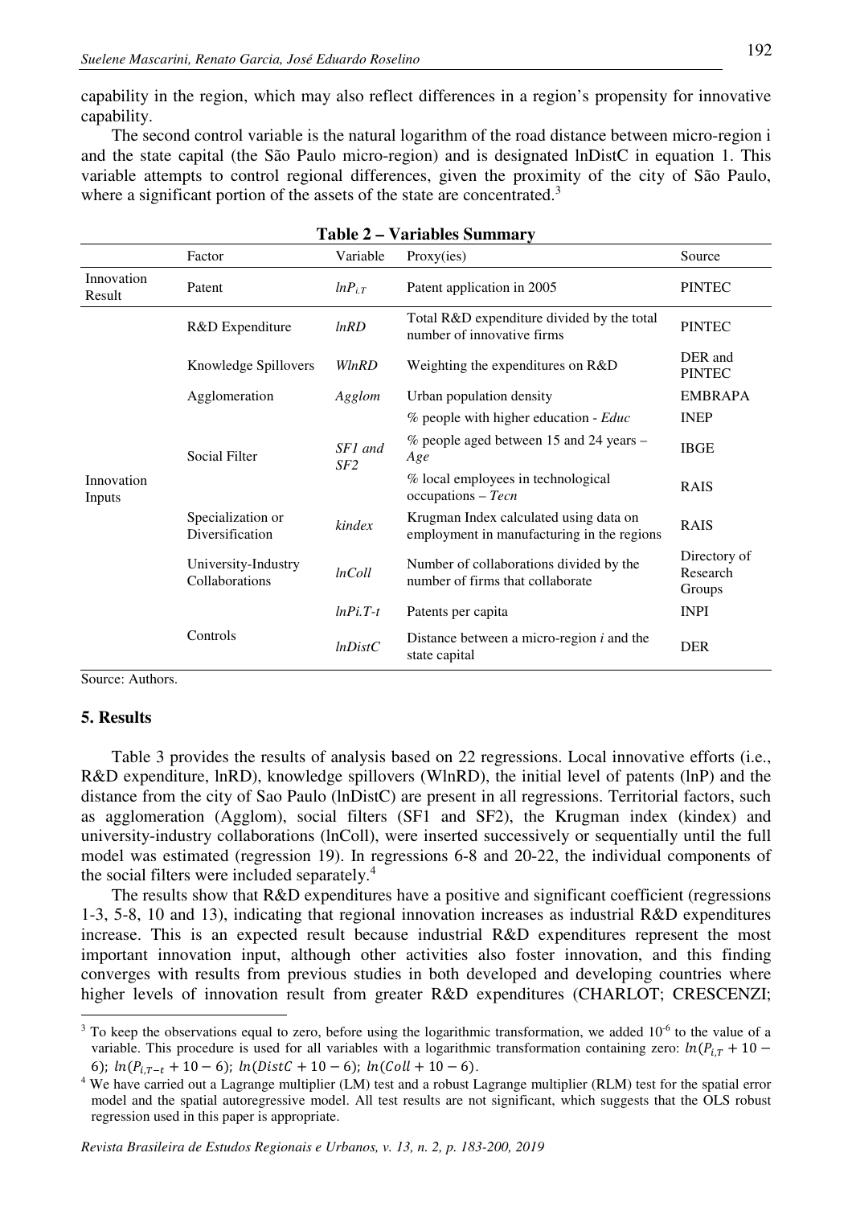capability in the region, which may also reflect differences in a region's propensity for innovative capability.

The second control variable is the natural logarithm of the road distance between micro-region i and the state capital (the São Paulo micro-region) and is designated lnDistC in equation 1. This variable attempts to control regional differences, given the proximity of the city of São Paulo, where a significant portion of the assets of the state are concentrated.[3]

**Table 2 – Variables Summary**

| | Factor | Variable | Proxy(ies) | Source |
|---|---|---|---|---|
| Innovation Result | Patent | $lnP_{i,T}$ | Patent application in 2005 | PINTEC |
| Innovation Inputs | R&D Expenditure | *lnRD* | Total R&D expenditure divided by the total number of innovative firms | PINTEC |
| | Knowledge Spillovers | *WlnRD* | Weighting the expenditures on R&D | DER and PINTEC |
| | Agglomeration | *Agglom* | Urban population density | EMBRAPA |
| | Social Filter | *SF1 and SF2* | % people with higher education - *Educ* | INEP |
| | | | % people aged between 15 and 24 years – *Age* | IBGE |
| | | | % local employees in technological occupations – *Tecn* | RAIS |
| | Specialization or Diversification | *kindex* | Krugman Index calculated using data on employment in manufacturing in the regions | RAIS |
| | University-Industry Collaborations | *lnColl* | Number of collaborations divided by the number of firms that collaborate | Directory of Research Groups |
| | Controls | *lnPi.T-t* | Patents per capita | INPI |
| | | *lnDistC* | Distance between a micro-region *i* and the state capital | DER |

Source: Authors.

## 5. Results

Table 3 provides the results of analysis based on 22 regressions. Local innovative efforts (i.e., R&D expenditure, lnRD), knowledge spillovers (WlnRD), the initial level of patents (lnP) and the distance from the city of Sao Paulo (lnDistC) are present in all regressions. Territorial factors, such as agglomeration (Agglom), social filters (SF1 and SF2), the Krugman index (kindex) and university-industry collaborations (lnColl), were inserted successively or sequentially until the full model was estimated (regression 19). In regressions 6-8 and 20-22, the individual components of the social filters were included separately.[4]

The results show that R&D expenditures have a positive and significant coefficient (regressions 1-3, 5-8, 10 and 13), indicating that regional innovation increases as industrial R&D expenditures increase. This is an expected result because industrial R&D expenditures represent the most important innovation input, although other activities also foster innovation, and this finding converges with results from previous studies in both developed and developing countries where higher levels of innovation result from greater R&D expenditures (CHARLOT; CRESCENZI;

---

[3] To keep the observations equal to zero, before using the logarithmic transformation, we added $10^{-6}$ to the value of a variable. This procedure is used for all variables with a logarithmic transformation containing zero: $ln(P_{i,T} + 10 - 6)$; $ln(P_{i,T-t} + 10 - 6)$; $ln(DistC + 10 - 6)$; $ln(Coll + 10 - 6)$.

[4] We have carried out a Lagrange multiplier (LM) test and a robust Lagrange multiplier (RLM) test for the spatial error model and the spatial autoregressive model. All test results are not significant, which suggests that the OLS robust regression used in this paper is appropriate.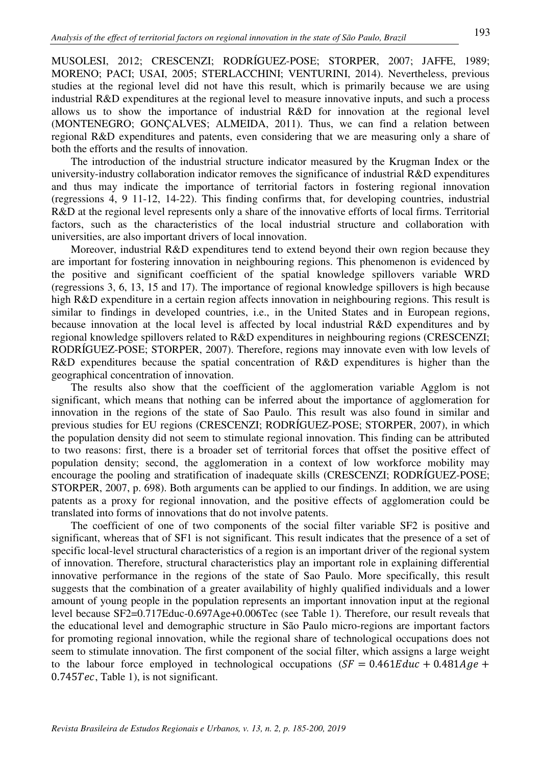MUSOLESI, 2012; CRESCENZI; RODRÍGUEZ-POSE; STORPER, 2007; JAFFE, 1989; MORENO; PACI; USAI, 2005; STERLACCHINI; VENTURINI, 2014). Nevertheless, previous studies at the regional level did not have this result, which is primarily because we are using industrial R&D expenditures at the regional level to measure innovative inputs, and such a process allows us to show the importance of industrial R&D for innovation at the regional level (MONTENEGRO; GONÇALVES; ALMEIDA, 2011). Thus, we can find a relation between regional R&D expenditures and patents, even considering that we are measuring only a share of both the efforts and the results of innovation.

The introduction of the industrial structure indicator measured by the Krugman Index or the university-industry collaboration indicator removes the significance of industrial R&D expenditures and thus may indicate the importance of territorial factors in fostering regional innovation (regressions 4, 9 11-12, 14-22). This finding confirms that, for developing countries, industrial R&D at the regional level represents only a share of the innovative efforts of local firms. Territorial factors, such as the characteristics of the local industrial structure and collaboration with universities, are also important drivers of local innovation.

Moreover, industrial R&D expenditures tend to extend beyond their own region because they are important for fostering innovation in neighbouring regions. This phenomenon is evidenced by the positive and significant coefficient of the spatial knowledge spillovers variable WRD (regressions 3, 6, 13, 15 and 17). The importance of regional knowledge spillovers is high because high R&D expenditure in a certain region affects innovation in neighbouring regions. This result is similar to findings in developed countries, i.e., in the United States and in European regions, because innovation at the local level is affected by local industrial R&D expenditures and by regional knowledge spillovers related to R&D expenditures in neighbouring regions (CRESCENZI; RODRÍGUEZ-POSE; STORPER, 2007). Therefore, regions may innovate even with low levels of R&D expenditures because the spatial concentration of R&D expenditures is higher than the geographical concentration of innovation.

The results also show that the coefficient of the agglomeration variable Agglom is not significant, which means that nothing can be inferred about the importance of agglomeration for innovation in the regions of the state of Sao Paulo. This result was also found in similar and previous studies for EU regions (CRESCENZI; RODRÍGUEZ-POSE; STORPER, 2007), in which the population density did not seem to stimulate regional innovation. This finding can be attributed to two reasons: first, there is a broader set of territorial forces that offset the positive effect of population density; second, the agglomeration in a context of low workforce mobility may encourage the pooling and stratification of inadequate skills (CRESCENZI; RODRÍGUEZ-POSE; STORPER, 2007, p. 698). Both arguments can be applied to our findings. In addition, we are using patents as a proxy for regional innovation, and the positive effects of agglomeration could be translated into forms of innovations that do not involve patents.

The coefficient of one of two components of the social filter variable SF2 is positive and significant, whereas that of SF1 is not significant. This result indicates that the presence of a set of specific local-level structural characteristics of a region is an important driver of the regional system of innovation. Therefore, structural characteristics play an important role in explaining differential innovative performance in the regions of the state of Sao Paulo. More specifically, this result suggests that the combination of a greater availability of highly qualified individuals and a lower amount of young people in the population represents an important innovation input at the regional level because SF2=0.717Educ-0.697Age+0.006Tec (see Table 1). Therefore, our result reveals that the educational level and demographic structure in São Paulo micro-regions are important factors for promoting regional innovation, while the regional share of technological occupations does not seem to stimulate innovation. The first component of the social filter, which assigns a large weight to the labour force employed in technological occupations ($SF = 0.461Educ + 0.481Age + 0.745Tec$, Table 1), is not significant.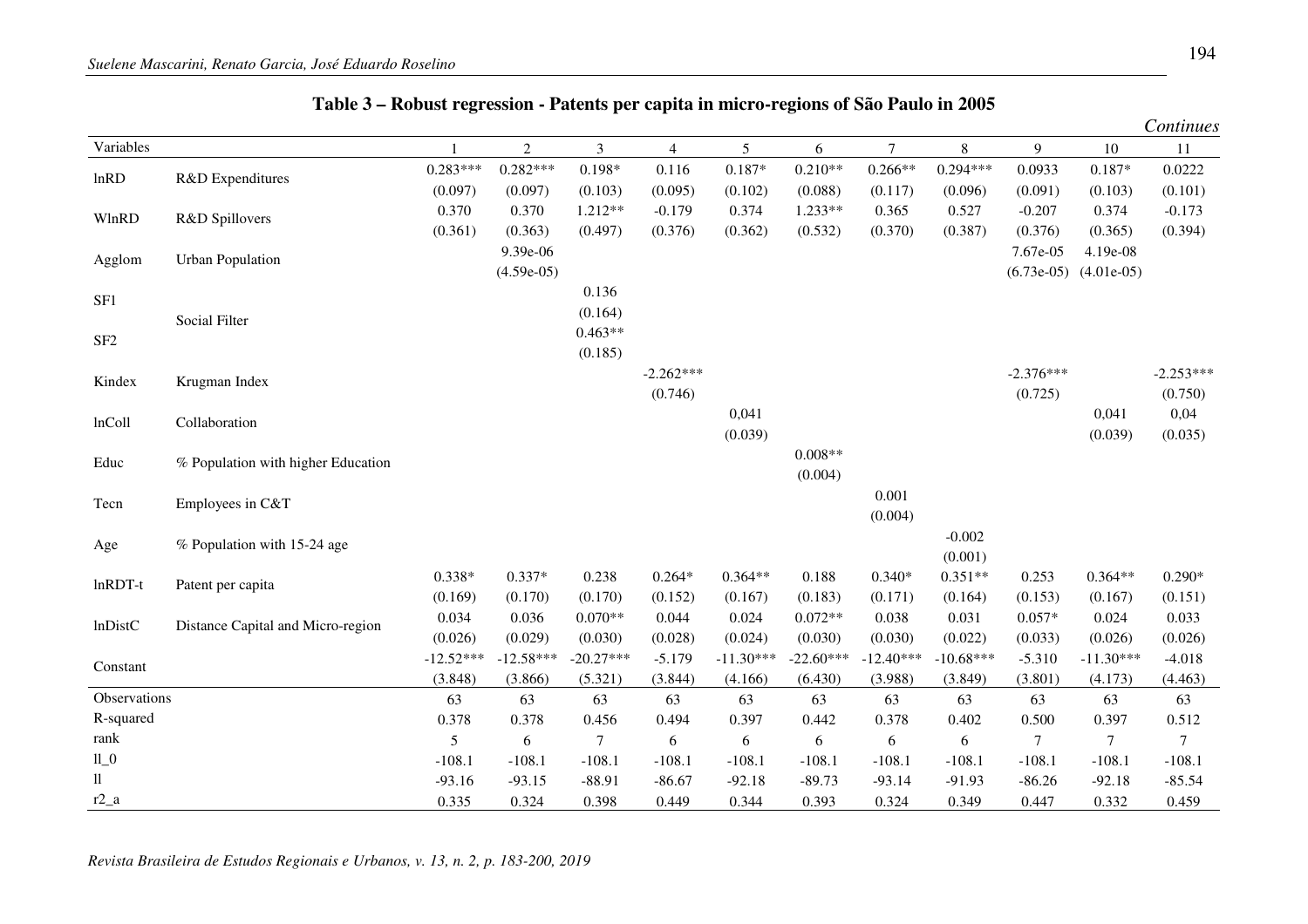**Table 3 – Robust regression - Patents per capita in micro-regions of São Paulo in 2005**

*Continues*

| Variables | | 1 | 2 | 3 | 4 | 5 | 6 | 7 | 8 | 9 | 10 | 11 |
|---|---|---|---|---|---|---|---|---|---|---|---|---|
| lnRD | R&D Expenditures | 0.283*** | 0.282*** | 0.198* | 0.116 | 0.187* | 0.210** | 0.266** | 0.294*** | 0.0933 | 0.187* | 0.0222 |
| | | (0.097) | (0.097) | (0.103) | (0.095) | (0.102) | (0.088) | (0.117) | (0.096) | (0.091) | (0.103) | (0.101) |
| WlnRD | R&D Spillovers | 0.370 | 0.370 | 1.212** | -0.179 | 0.374 | 1.233** | 0.365 | 0.527 | -0.207 | 0.374 | -0.173 |
| | | (0.361) | (0.363) | (0.497) | (0.376) | (0.362) | (0.532) | (0.370) | (0.387) | (0.376) | (0.365) | (0.394) |
| Agglom | Urban Population | | 9.39e-06 | | | | | | | 7.67e-05 | 4.19e-08 | |
| | | | (4.59e-05) | | | | | | | (6.73e-05) | (4.01e-05) | |
| SF1 | Social Filter | | | 0.136 | | | | | | | | |
| | | | | (0.164) | | | | | | | | |
| SF2 | | | | 0.463** | | | | | | | | |
| | | | | (0.185) | | | | | | | | |
| Kindex | Krugman Index | | | | -2.262*** | | | | | -2.376*** | | -2.253*** |
| | | | | | (0.746) | | | | | (0.725) | | (0.750) |
| lnColl | Collaboration | | | | | 0,041 | | | | | 0,041 | 0,04 |
| | | | | | | (0.039) | | | | | (0.039) | (0.035) |
| Educ | % Population with higher Education | | | | | | 0.008** | | | | | |
| | | | | | | | (0.004) | | | | | |
| Tecn | Employees in C&T | | | | | | | 0.001 | | | | |
| | | | | | | | | (0.004) | | | | |
| Age | % Population with 15-24 age | | | | | | | | -0.002 | | | |
| | | | | | | | | | (0.001) | | | |
| lnRDT-t | Patent per capita | 0.338* | 0.337* | 0.238 | 0.264* | 0.364** | 0.188 | 0.340* | 0.351** | 0.253 | 0.364** | 0.290* |
| | | (0.169) | (0.170) | (0.170) | (0.152) | (0.167) | (0.183) | (0.171) | (0.164) | (0.153) | (0.167) | (0.151) |
| lnDistC | Distance Capital and Micro-region | 0.034 | 0.036 | 0.070** | 0.044 | 0.024 | 0.072** | 0.038 | 0.031 | 0.057* | 0.024 | 0.033 |
| | | (0.026) | (0.029) | (0.030) | (0.028) | (0.024) | (0.030) | (0.030) | (0.022) | (0.033) | (0.026) | (0.026) |
| Constant | | -12.52*** | -12.58*** | -20.27*** | -5.179 | -11.30*** | -22.60*** | -12.40*** | -10.68*** | -5.310 | -11.30*** | -4.018 |
| | | (3.848) | (3.866) | (5.321) | (3.844) | (4.166) | (6.430) | (3.988) | (3.849) | (3.801) | (4.173) | (4.463) |
| Observations | | 63 | 63 | 63 | 63 | 63 | 63 | 63 | 63 | 63 | 63 | 63 |
| R-squared | | 0.378 | 0.378 | 0.456 | 0.494 | 0.397 | 0.442 | 0.378 | 0.402 | 0.500 | 0.397 | 0.512 |
| rank | | 5 | 6 | 7 | 6 | 6 | 6 | 6 | 6 | 7 | 7 | 7 |
| ll_0 | | -108.1 | -108.1 | -108.1 | -108.1 | -108.1 | -108.1 | -108.1 | -108.1 | -108.1 | -108.1 | -108.1 |
| ll | | -93.16 | -93.15 | -88.91 | -86.67 | -92.18 | -89.73 | -93.14 | -91.93 | -86.26 | -92.18 | -85.54 |
| r2_a | | 0.335 | 0.324 | 0.398 | 0.449 | 0.344 | 0.393 | 0.324 | 0.349 | 0.447 | 0.332 | 0.459 |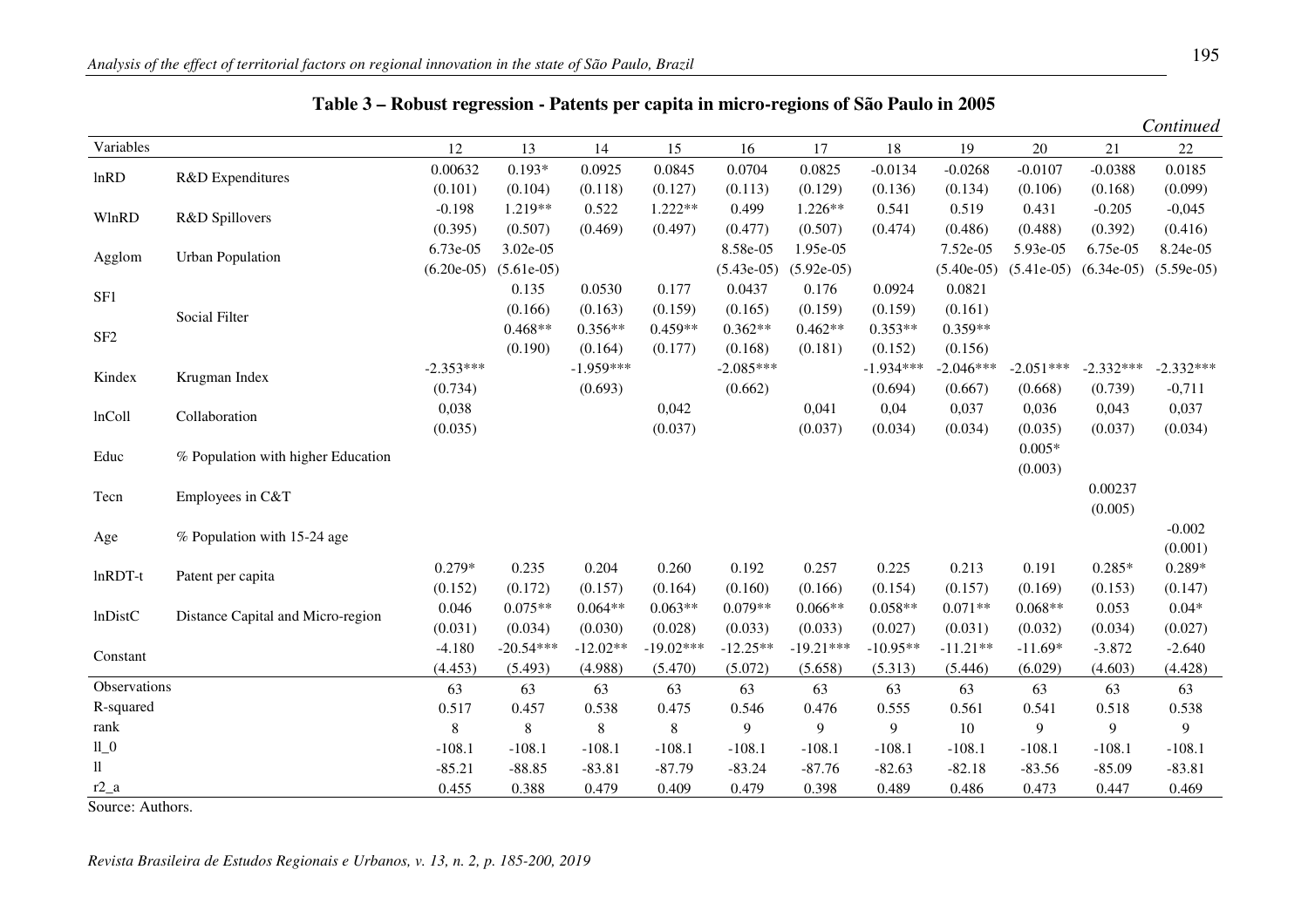**Table 3 – Robust regression - Patents per capita in micro-regions of São Paulo in 2005**

*Continued*

| Variables | | 12 | 13 | 14 | 15 | 16 | 17 | 18 | 19 | 20 | 21 | 22 |
|---|---|---|---|---|---|---|---|---|---|---|---|---|
| lnRD | R&D Expenditures | 0.00632 | 0.193* | 0.0925 | 0.0845 | 0.0704 | 0.0825 | -0.0134 | -0.0268 | -0.0107 | -0.0388 | 0.0185 |
| | | (0.101) | (0.104) | (0.118) | (0.127) | (0.113) | (0.129) | (0.136) | (0.134) | (0.106) | (0.168) | (0.099) |
| WlnRD | R&D Spillovers | -0.198 | 1.219** | 0.522 | 1.222** | 0.499 | 1.226** | 0.541 | 0.519 | 0.431 | -0.205 | -0,045 |
| | | (0.395) | (0.507) | (0.469) | (0.497) | (0.477) | (0.507) | (0.474) | (0.486) | (0.488) | (0.392) | (0.416) |
| Agglom | Urban Population | 6.73e-05 | 3.02e-05 | | | 8.58e-05 | 1.95e-05 | | 7.52e-05 | 5.93e-05 | 6.75e-05 | 8.24e-05 |
| | | (6.20e-05) | (5.61e-05) | | | (5.43e-05) | (5.92e-05) | | (5.40e-05) | (5.41e-05) | (6.34e-05) | (5.59e-05) |
| SF1 | Social Filter | | 0.135 | 0.0530 | 0.177 | 0.0437 | 0.176 | 0.0924 | 0.0821 | | | |
| | | | (0.166) | (0.163) | (0.159) | (0.165) | (0.159) | (0.159) | (0.161) | | | |
| SF2 | | | 0.468** | 0.356** | 0.459** | 0.362** | 0.462** | 0.353** | 0.359** | | | |
| | | | (0.190) | (0.164) | (0.177) | (0.168) | (0.181) | (0.152) | (0.156) | | | |
| Kindex | Krugman Index | -2.353*** | | -1.959*** | | -2.085*** | | -1.934*** | -2.046*** | -2.051*** | -2.332*** | -2.332*** |
| | | (0.734) | | (0.693) | | (0.662) | | (0.694) | (0.667) | (0.668) | (0.739) | -0,711 |
| lnColl | Collaboration | 0,038 | | | 0,042 | | 0,041 | 0,04 | 0,037 | 0,036 | 0,043 | 0,037 |
| | | (0.035) | | | (0.037) | | (0.037) | (0.034) | (0.034) | (0.035) | (0.037) | (0.034) |
| Educ | % Population with higher Education | | | | | | | | | 0.005* | | |
| | | | | | | | | | | (0.003) | | |
| Tecn | Employees in C&T | | | | | | | | | | 0.00237 | |
| | | | | | | | | | | | (0.005) | |
| Age | % Population with 15-24 age | | | | | | | | | | | -0.002 |
| | | | | | | | | | | | | (0.001) |
| lnRDT-t | Patent per capita | 0.279* | 0.235 | 0.204 | 0.260 | 0.192 | 0.257 | 0.225 | 0.213 | 0.191 | 0.285* | 0.289* |
| | | (0.152) | (0.172) | (0.157) | (0.164) | (0.160) | (0.166) | (0.154) | (0.157) | (0.169) | (0.153) | (0.147) |
| lnDistC | Distance Capital and Micro-region | 0.046 | 0.075** | 0.064** | 0.063** | 0.079** | 0.066** | 0.058** | 0.071** | 0.068** | 0.053 | 0.04* |
| | | (0.031) | (0.034) | (0.030) | (0.028) | (0.033) | (0.033) | (0.027) | (0.031) | (0.032) | (0.034) | (0.027) |
| Constant | | -4.180 | -20.54*** | -12.02** | -19.02*** | -12.25** | -19.21*** | -10.95** | -11.21** | -11.69* | -3.872 | -2.640 |
| | | (4.453) | (5.493) | (4.988) | (5.470) | (5.072) | (5.658) | (5.313) | (5.446) | (6.029) | (4.603) | (4.428) |
| Observations | | 63 | 63 | 63 | 63 | 63 | 63 | 63 | 63 | 63 | 63 | 63 |
| R-squared | | 0.517 | 0.457 | 0.538 | 0.475 | 0.546 | 0.476 | 0.555 | 0.561 | 0.541 | 0.518 | 0.538 |
| rank | | 8 | 8 | 8 | 8 | 9 | 9 | 9 | 10 | 9 | 9 | 9 |
| ll_0 | | -108.1 | -108.1 | -108.1 | -108.1 | -108.1 | -108.1 | -108.1 | -108.1 | -108.1 | -108.1 | -108.1 |
| ll | | -85.21 | -88.85 | -83.81 | -87.79 | -83.24 | -87.76 | -82.63 | -82.18 | -83.56 | -85.09 | -83.81 |
| r2_a | | 0.455 | 0.388 | 0.479 | 0.409 | 0.479 | 0.398 | 0.489 | 0.486 | 0.473 | 0.447 | 0.469 |

Source: Authors.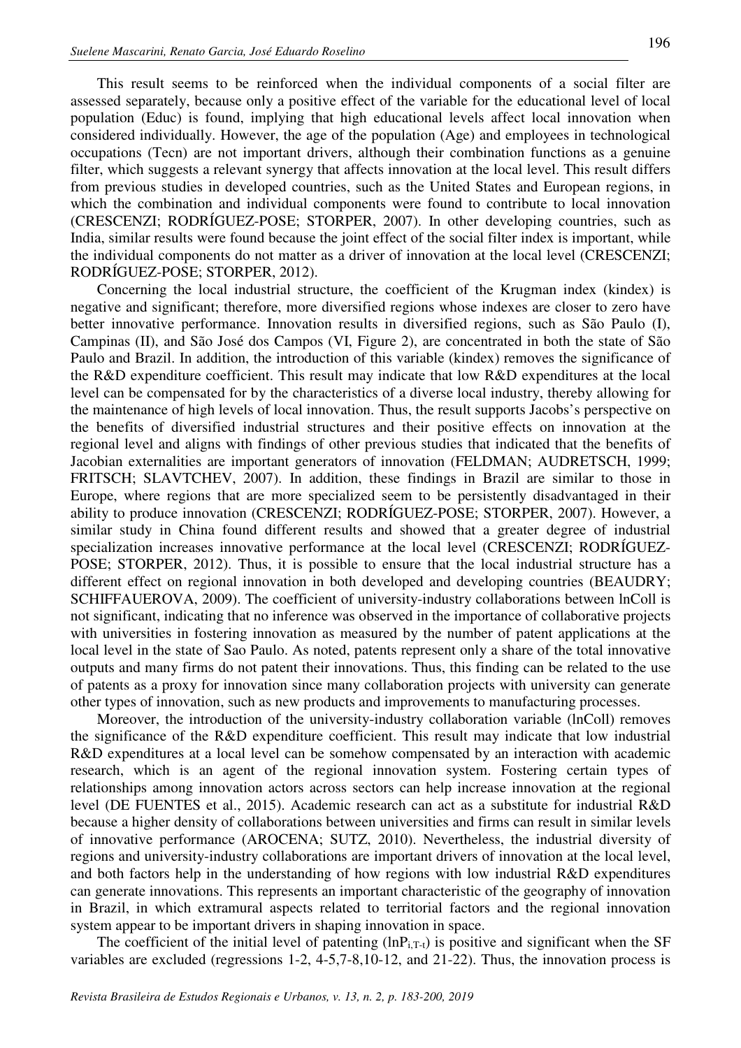This result seems to be reinforced when the individual components of a social filter are assessed separately, because only a positive effect of the variable for the educational level of local population (Educ) is found, implying that high educational levels affect local innovation when considered individually. However, the age of the population (Age) and employees in technological occupations (Tecn) are not important drivers, although their combination functions as a genuine filter, which suggests a relevant synergy that affects innovation at the local level. This result differs from previous studies in developed countries, such as the United States and European regions, in which the combination and individual components were found to contribute to local innovation (CRESCENZI; RODRÍGUEZ-POSE; STORPER, 2007). In other developing countries, such as India, similar results were found because the joint effect of the social filter index is important, while the individual components do not matter as a driver of innovation at the local level (CRESCENZI; RODRÍGUEZ-POSE; STORPER, 2012).

Concerning the local industrial structure, the coefficient of the Krugman index (kindex) is negative and significant; therefore, more diversified regions whose indexes are closer to zero have better innovative performance. Innovation results in diversified regions, such as São Paulo (I), Campinas (II), and São José dos Campos (VI, Figure 2), are concentrated in both the state of São Paulo and Brazil. In addition, the introduction of this variable (kindex) removes the significance of the R&D expenditure coefficient. This result may indicate that low R&D expenditures at the local level can be compensated for by the characteristics of a diverse local industry, thereby allowing for the maintenance of high levels of local innovation. Thus, the result supports Jacobs's perspective on the benefits of diversified industrial structures and their positive effects on innovation at the regional level and aligns with findings of other previous studies that indicated that the benefits of Jacobian externalities are important generators of innovation (FELDMAN; AUDRETSCH, 1999; FRITSCH; SLAVTCHEV, 2007). In addition, these findings in Brazil are similar to those in Europe, where regions that are more specialized seem to be persistently disadvantaged in their ability to produce innovation (CRESCENZI; RODRÍGUEZ-POSE; STORPER, 2007). However, a similar study in China found different results and showed that a greater degree of industrial specialization increases innovative performance at the local level (CRESCENZI; RODRÍGUEZ-POSE; STORPER, 2012). Thus, it is possible to ensure that the local industrial structure has a different effect on regional innovation in both developed and developing countries (BEAUDRY; SCHIFFAUEROVA, 2009). The coefficient of university-industry collaborations between lnColl is not significant, indicating that no inference was observed in the importance of collaborative projects with universities in fostering innovation as measured by the number of patent applications at the local level in the state of Sao Paulo. As noted, patents represent only a share of the total innovative outputs and many firms do not patent their innovations. Thus, this finding can be related to the use of patents as a proxy for innovation since many collaboration projects with university can generate other types of innovation, such as new products and improvements to manufacturing processes.

Moreover, the introduction of the university-industry collaboration variable (lnColl) removes the significance of the R&D expenditure coefficient. This result may indicate that low industrial R&D expenditures at a local level can be somehow compensated by an interaction with academic research, which is an agent of the regional innovation system. Fostering certain types of relationships among innovation actors across sectors can help increase innovation at the regional level (DE FUENTES et al., 2015). Academic research can act as a substitute for industrial R&D because a higher density of collaborations between universities and firms can result in similar levels of innovative performance (AROCENA; SUTZ, 2010). Nevertheless, the industrial diversity of regions and university-industry collaborations are important drivers of innovation at the local level, and both factors help in the understanding of how regions with low industrial R&D expenditures can generate innovations. This represents an important characteristic of the geography of innovation in Brazil, in which extramural aspects related to territorial factors and the regional innovation system appear to be important drivers in shaping innovation in space.

The coefficient of the initial level of patenting ($\ln P_{i,T-t}$) is positive and significant when the SF variables are excluded (regressions 1-2, 4-5,7-8,10-12, and 21-22). Thus, the innovation process is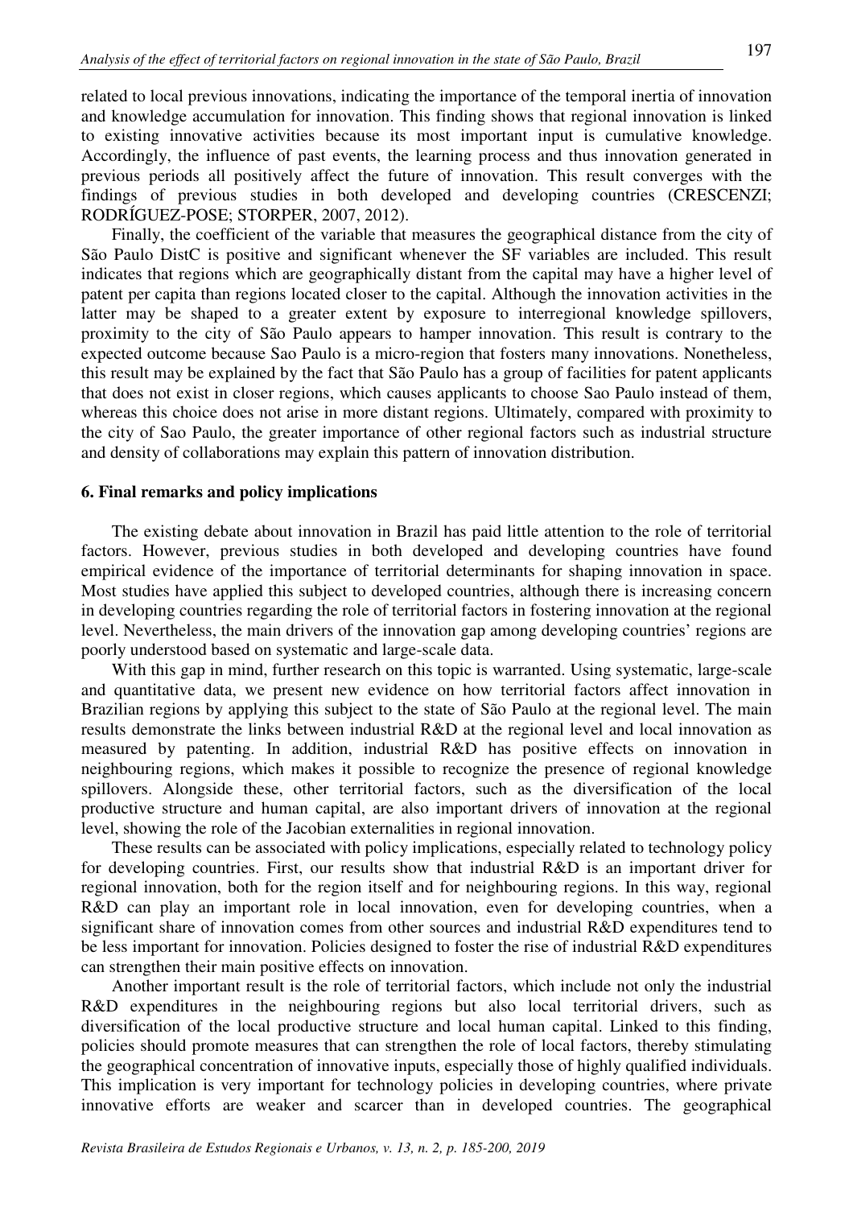related to local previous innovations, indicating the importance of the temporal inertia of innovation and knowledge accumulation for innovation. This finding shows that regional innovation is linked to existing innovative activities because its most important input is cumulative knowledge. Accordingly, the influence of past events, the learning process and thus innovation generated in previous periods all positively affect the future of innovation. This result converges with the findings of previous studies in both developed and developing countries (CRESCENZI; RODRÍGUEZ-POSE; STORPER, 2007, 2012).

Finally, the coefficient of the variable that measures the geographical distance from the city of São Paulo DistC is positive and significant whenever the SF variables are included. This result indicates that regions which are geographically distant from the capital may have a higher level of patent per capita than regions located closer to the capital. Although the innovation activities in the latter may be shaped to a greater extent by exposure to interregional knowledge spillovers, proximity to the city of São Paulo appears to hamper innovation. This result is contrary to the expected outcome because Sao Paulo is a micro-region that fosters many innovations. Nonetheless, this result may be explained by the fact that São Paulo has a group of facilities for patent applicants that does not exist in closer regions, which causes applicants to choose Sao Paulo instead of them, whereas this choice does not arise in more distant regions. Ultimately, compared with proximity to the city of Sao Paulo, the greater importance of other regional factors such as industrial structure and density of collaborations may explain this pattern of innovation distribution.

## 6. Final remarks and policy implications

The existing debate about innovation in Brazil has paid little attention to the role of territorial factors. However, previous studies in both developed and developing countries have found empirical evidence of the importance of territorial determinants for shaping innovation in space. Most studies have applied this subject to developed countries, although there is increasing concern in developing countries regarding the role of territorial factors in fostering innovation at the regional level. Nevertheless, the main drivers of the innovation gap among developing countries' regions are poorly understood based on systematic and large-scale data.

With this gap in mind, further research on this topic is warranted. Using systematic, large-scale and quantitative data, we present new evidence on how territorial factors affect innovation in Brazilian regions by applying this subject to the state of São Paulo at the regional level. The main results demonstrate the links between industrial R&D at the regional level and local innovation as measured by patenting. In addition, industrial R&D has positive effects on innovation in neighbouring regions, which makes it possible to recognize the presence of regional knowledge spillovers. Alongside these, other territorial factors, such as the diversification of the local productive structure and human capital, are also important drivers of innovation at the regional level, showing the role of the Jacobian externalities in regional innovation.

These results can be associated with policy implications, especially related to technology policy for developing countries. First, our results show that industrial R&D is an important driver for regional innovation, both for the region itself and for neighbouring regions. In this way, regional R&D can play an important role in local innovation, even for developing countries, when a significant share of innovation comes from other sources and industrial R&D expenditures tend to be less important for innovation. Policies designed to foster the rise of industrial R&D expenditures can strengthen their main positive effects on innovation.

Another important result is the role of territorial factors, which include not only the industrial R&D expenditures in the neighbouring regions but also local territorial drivers, such as diversification of the local productive structure and local human capital. Linked to this finding, policies should promote measures that can strengthen the role of local factors, thereby stimulating the geographical concentration of innovative inputs, especially those of highly qualified individuals. This implication is very important for technology policies in developing countries, where private innovative efforts are weaker and scarcer than in developed countries. The geographical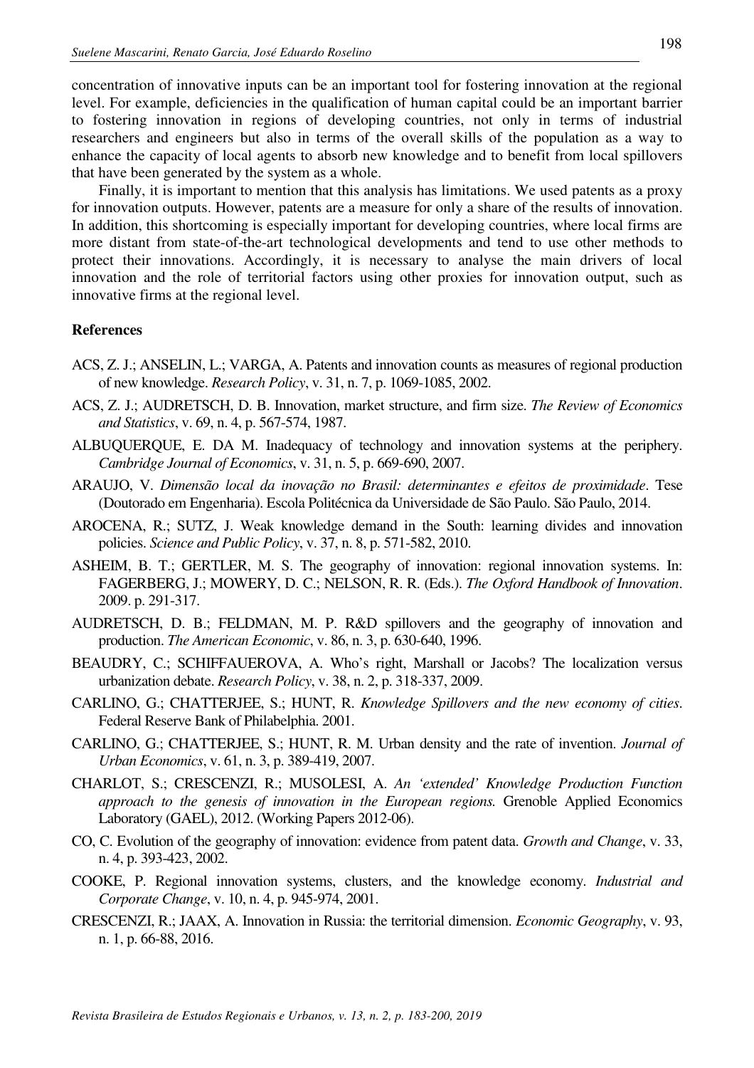concentration of innovative inputs can be an important tool for fostering innovation at the regional level. For example, deficiencies in the qualification of human capital could be an important barrier to fostering innovation in regions of developing countries, not only in terms of industrial researchers and engineers but also in terms of the overall skills of the population as a way to enhance the capacity of local agents to absorb new knowledge and to benefit from local spillovers that have been generated by the system as a whole.

Finally, it is important to mention that this analysis has limitations. We used patents as a proxy for innovation outputs. However, patents are a measure for only a share of the results of innovation. In addition, this shortcoming is especially important for developing countries, where local firms are more distant from state-of-the-art technological developments and tend to use other methods to protect their innovations. Accordingly, it is necessary to analyse the main drivers of local innovation and the role of territorial factors using other proxies for innovation output, such as innovative firms at the regional level.

## References

ACS, Z. J.; ANSELIN, L.; VARGA, A. Patents and innovation counts as measures of regional production of new knowledge. *Research Policy*, v. 31, n. 7, p. 1069-1085, 2002.

ACS, Z. J.; AUDRETSCH, D. B. Innovation, market structure, and firm size. *The Review of Economics and Statistics*, v. 69, n. 4, p. 567-574, 1987.

ALBUQUERQUE, E. DA M. Inadequacy of technology and innovation systems at the periphery. *Cambridge Journal of Economics*, v. 31, n. 5, p. 669-690, 2007.

ARAUJO, V. *Dimensão local da inovação no Brasil: determinantes e efeitos de proximidade*. Tese (Doutorado em Engenharia). Escola Politécnica da Universidade de São Paulo. São Paulo, 2014.

AROCENA, R.; SUTZ, J. Weak knowledge demand in the South: learning divides and innovation policies. *Science and Public Policy*, v. 37, n. 8, p. 571-582, 2010.

ASHEIM, B. T.; GERTLER, M. S. The geography of innovation: regional innovation systems. In: FAGERBERG, J.; MOWERY, D. C.; NELSON, R. R. (Eds.). *The Oxford Handbook of Innovation*. 2009. p. 291-317.

AUDRETSCH, D. B.; FELDMAN, M. P. R&D spillovers and the geography of innovation and production. *The American Economic*, v. 86, n. 3, p. 630-640, 1996.

BEAUDRY, C.; SCHIFFAUEROVA, A. Who's right, Marshall or Jacobs? The localization versus urbanization debate. *Research Policy*, v. 38, n. 2, p. 318-337, 2009.

CARLINO, G.; CHATTERJEE, S.; HUNT, R. *Knowledge Spillovers and the new economy of cities*. Federal Reserve Bank of Philabelphia. 2001.

CARLINO, G.; CHATTERJEE, S.; HUNT, R. M. Urban density and the rate of invention. *Journal of Urban Economics*, v. 61, n. 3, p. 389-419, 2007.

CHARLOT, S.; CRESCENZI, R.; MUSOLESI, A. *An 'extended' Knowledge Production Function approach to the genesis of innovation in the European regions.* Grenoble Applied Economics Laboratory (GAEL), 2012. (Working Papers 2012-06).

CO, C. Evolution of the geography of innovation: evidence from patent data. *Growth and Change*, v. 33, n. 4, p. 393-423, 2002.

COOKE, P. Regional innovation systems, clusters, and the knowledge economy. *Industrial and Corporate Change*, v. 10, n. 4, p. 945-974, 2001.

CRESCENZI, R.; JAAX, A. Innovation in Russia: the territorial dimension. *Economic Geography*, v. 93, n. 1, p. 66-88, 2016.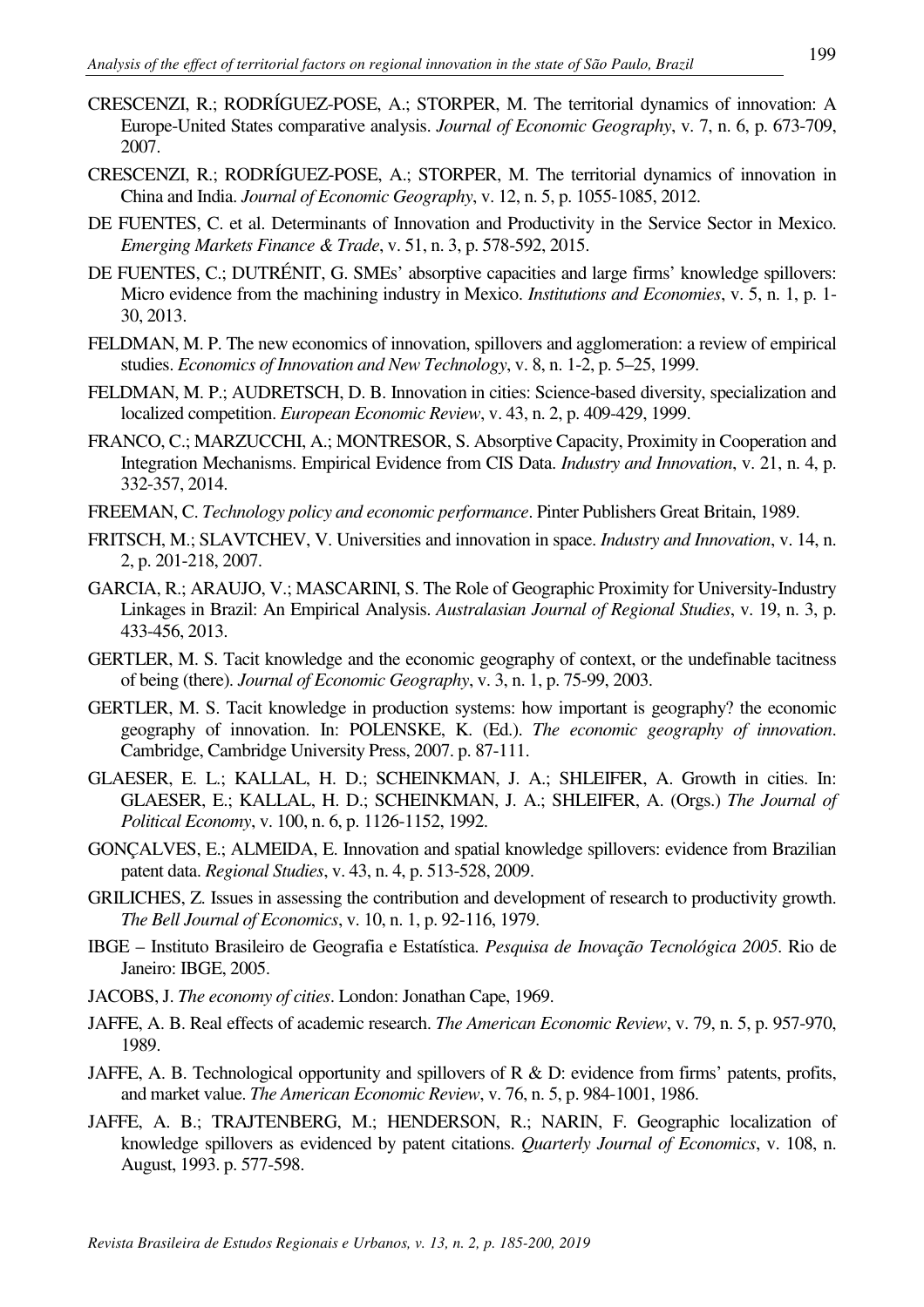CRESCENZI, R.; RODRÍGUEZ-POSE, A.; STORPER, M. The territorial dynamics of innovation: A Europe-United States comparative analysis. *Journal of Economic Geography*, v. 7, n. 6, p. 673-709, 2007.

CRESCENZI, R.; RODRÍGUEZ-POSE, A.; STORPER, M. The territorial dynamics of innovation in China and India. *Journal of Economic Geography*, v. 12, n. 5, p. 1055-1085, 2012.

DE FUENTES, C. et al. Determinants of Innovation and Productivity in the Service Sector in Mexico. *Emerging Markets Finance & Trade*, v. 51, n. 3, p. 578-592, 2015.

DE FUENTES, C.; DUTRÉNIT, G. SMEs' absorptive capacities and large firms' knowledge spillovers: Micro evidence from the machining industry in Mexico. *Institutions and Economies*, v. 5, n. 1, p. 1-30, 2013.

FELDMAN, M. P. The new economics of innovation, spillovers and agglomeration: a review of empirical studies. *Economics of Innovation and New Technology*, v. 8, n. 1-2, p. 5–25, 1999.

FELDMAN, M. P.; AUDRETSCH, D. B. Innovation in cities: Science-based diversity, specialization and localized competition. *European Economic Review*, v. 43, n. 2, p. 409-429, 1999.

FRANCO, C.; MARZUCCHI, A.; MONTRESOR, S. Absorptive Capacity, Proximity in Cooperation and Integration Mechanisms. Empirical Evidence from CIS Data. *Industry and Innovation*, v. 21, n. 4, p. 332-357, 2014.

FREEMAN, C. *Technology policy and economic performance*. Pinter Publishers Great Britain, 1989.

FRITSCH, M.; SLAVTCHEV, V. Universities and innovation in space. *Industry and Innovation*, v. 14, n. 2, p. 201-218, 2007.

GARCIA, R.; ARAUJO, V.; MASCARINI, S. The Role of Geographic Proximity for University-Industry Linkages in Brazil: An Empirical Analysis. *Australasian Journal of Regional Studies*, v. 19, n. 3, p. 433-456, 2013.

GERTLER, M. S. Tacit knowledge and the economic geography of context, or the undefinable tacitness of being (there). *Journal of Economic Geography*, v. 3, n. 1, p. 75-99, 2003.

GERTLER, M. S. Tacit knowledge in production systems: how important is geography? the economic geography of innovation. In: POLENSKE, K. (Ed.). *The economic geography of innovation*. Cambridge, Cambridge University Press, 2007. p. 87-111.

GLAESER, E. L.; KALLAL, H. D.; SCHEINKMAN, J. A.; SHLEIFER, A. Growth in cities. In: GLAESER, E.; KALLAL, H. D.; SCHEINKMAN, J. A.; SHLEIFER, A. (Orgs.) *The Journal of Political Economy*, v. 100, n. 6, p. 1126-1152, 1992.

GONÇALVES, E.; ALMEIDA, E. Innovation and spatial knowledge spillovers: evidence from Brazilian patent data. *Regional Studies*, v. 43, n. 4, p. 513-528, 2009.

GRILICHES, Z. Issues in assessing the contribution and development of research to productivity growth. *The Bell Journal of Economics*, v. 10, n. 1, p. 92-116, 1979.

IBGE – Instituto Brasileiro de Geografia e Estatística. *Pesquisa de Inovação Tecnológica 2005*. Rio de Janeiro: IBGE, 2005.

JACOBS, J. *The economy of cities*. London: Jonathan Cape, 1969.

JAFFE, A. B. Real effects of academic research. *The American Economic Review*, v. 79, n. 5, p. 957-970, 1989.

JAFFE, A. B. Technological opportunity and spillovers of R & D: evidence from firms' patents, profits, and market value. *The American Economic Review*, v. 76, n. 5, p. 984-1001, 1986.

JAFFE, A. B.; TRAJTENBERG, M.; HENDERSON, R.; NARIN, F. Geographic localization of knowledge spillovers as evidenced by patent citations. *Quarterly Journal of Economics*, v. 108, n. August, 1993. p. 577-598.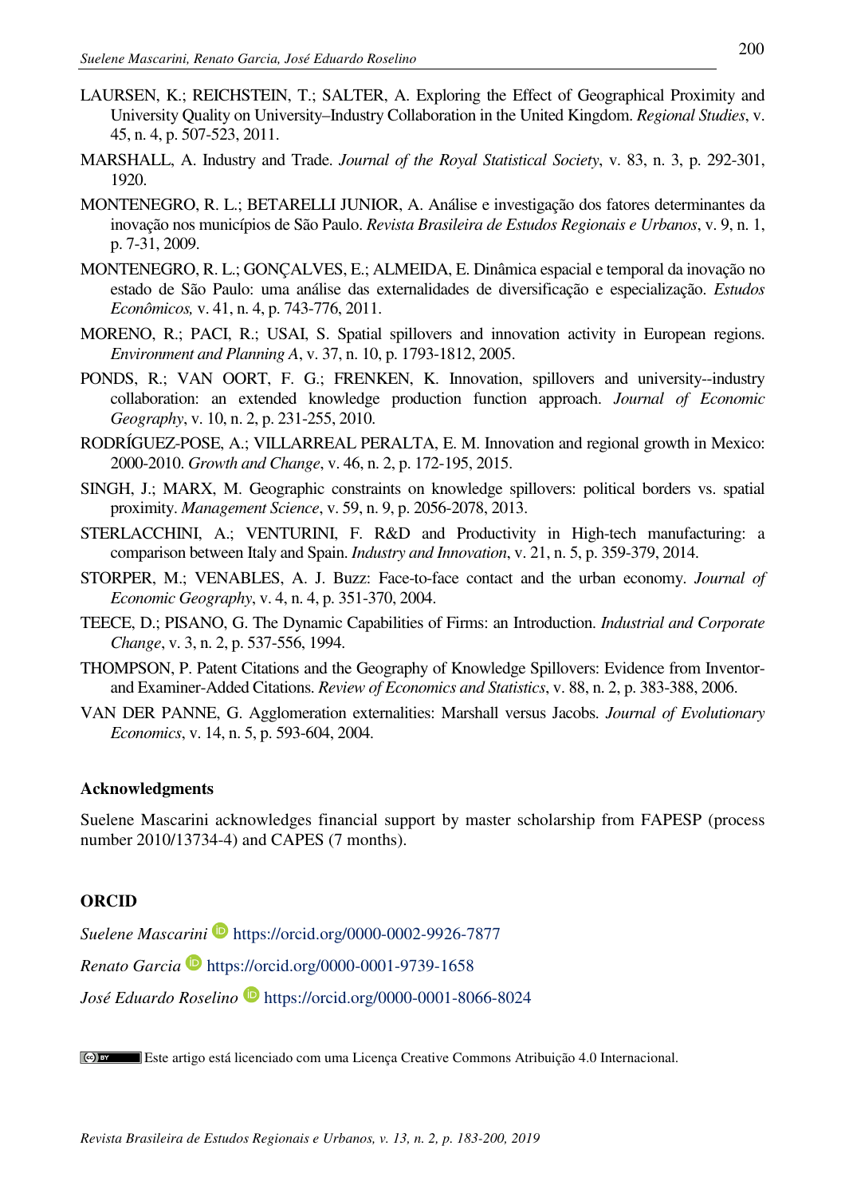LAURSEN, K.; REICHSTEIN, T.; SALTER, A. Exploring the Effect of Geographical Proximity and University Quality on University–Industry Collaboration in the United Kingdom. *Regional Studies*, v. 45, n. 4, p. 507-523, 2011.

MARSHALL, A. Industry and Trade. *Journal of the Royal Statistical Society*, v. 83, n. 3, p. 292-301, 1920.

MONTENEGRO, R. L.; BETARELLI JUNIOR, A. Análise e investigação dos fatores determinantes da inovação nos municípios de São Paulo. *Revista Brasileira de Estudos Regionais e Urbanos*, v. 9, n. 1, p. 7-31, 2009.

MONTENEGRO, R. L.; GONÇALVES, E.; ALMEIDA, E. Dinâmica espacial e temporal da inovação no estado de São Paulo: uma análise das externalidades de diversificação e especialização. *Estudos Econômicos,* v. 41, n. 4, p. 743-776, 2011.

MORENO, R.; PACI, R.; USAI, S. Spatial spillovers and innovation activity in European regions. *Environment and Planning A*, v. 37, n. 10, p. 1793-1812, 2005.

PONDS, R.; VAN OORT, F. G.; FRENKEN, K. Innovation, spillovers and university--industry collaboration: an extended knowledge production function approach. *Journal of Economic Geography*, v. 10, n. 2, p. 231-255, 2010.

RODRÍGUEZ-POSE, A.; VILLARREAL PERALTA, E. M. Innovation and regional growth in Mexico: 2000-2010. *Growth and Change*, v. 46, n. 2, p. 172-195, 2015.

SINGH, J.; MARX, M. Geographic constraints on knowledge spillovers: political borders vs. spatial proximity. *Management Science*, v. 59, n. 9, p. 2056-2078, 2013.

STERLACCHINI, A.; VENTURINI, F. R&D and Productivity in High-tech manufacturing: a comparison between Italy and Spain. *Industry and Innovation*, v. 21, n. 5, p. 359-379, 2014.

STORPER, M.; VENABLES, A. J. Buzz: Face-to-face contact and the urban economy. *Journal of Economic Geography*, v. 4, n. 4, p. 351-370, 2004.

TEECE, D.; PISANO, G. The Dynamic Capabilities of Firms: an Introduction. *Industrial and Corporate Change*, v. 3, n. 2, p. 537-556, 1994.

THOMPSON, P. Patent Citations and the Geography of Knowledge Spillovers: Evidence from Inventor- and Examiner-Added Citations. *Review of Economics and Statistics*, v. 88, n. 2, p. 383-388, 2006.

VAN DER PANNE, G. Agglomeration externalities: Marshall versus Jacobs. *Journal of Evolutionary Economics*, v. 14, n. 5, p. 593-604, 2004.

**Acknowledgments**

Suelene Mascarini acknowledges financial support by master scholarship from FAPESP (process number 2010/13734-4) and CAPES (7 months).

**ORCID**

*Suelene Mascarini* https://orcid.org/0000-0002-9926-7877

*Renato Garcia* https://orcid.org/0000-0001-9739-1658

*José Eduardo Roselino* https://orcid.org/0000-0001-8066-8024

Este artigo está licenciado com uma Licença Creative Commons Atribuição 4.0 Internacional.